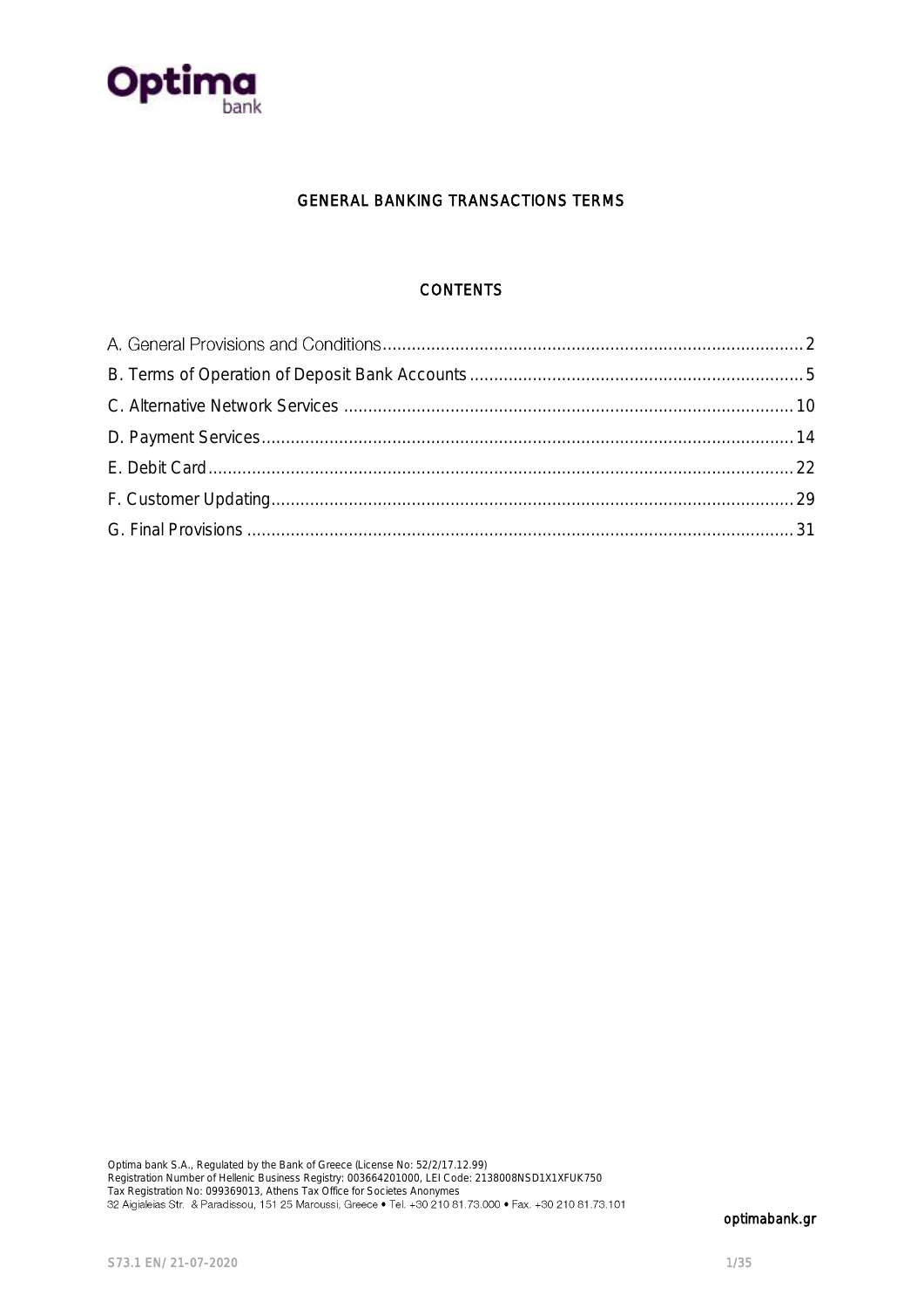# GENERAL BANKING TRANSACTIONS TERMS

## CONTENTS

A. General Provisions and Conditions ... 2
B. Terms of Operation of Deposit Bank Accounts ... 5
C. Alternative Network Services ... 10
D. Payment Services ... 14
E. Debit Card ... 22
F. Customer Updating ... 29
G. Final Provisions ... 31

Optima bank S.A., Regulated by the Bank of Greece (License No: 52/2/17.12.99)
Registration Number of Hellenic Business Registry: 003664201000, LEI Code: 2138008NSD1X1XFUK750
Tax Registration No: 099369013, Athens Tax Office for Societes Anonymes
32 Aigialeias Str. & Paradissou, 151 25 Maroussi, Greece • Tel. +30 210 81.73.000 • Fax. +30 210 81.73.101

optimabank.gr

S73.1 EN/ 21-07-2020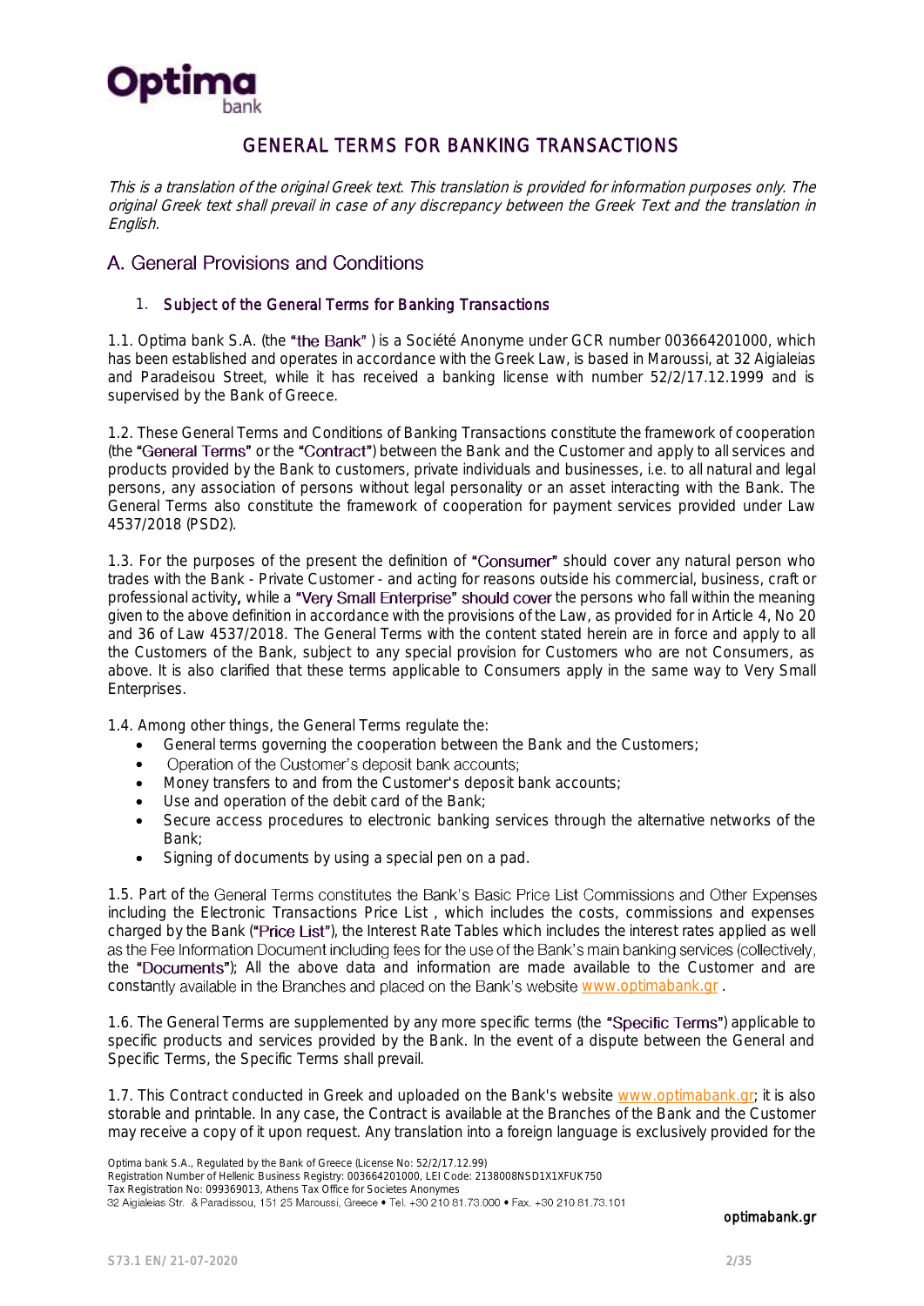# GENERAL TERMS FOR BANKING TRANSACTIONS

*This is a translation of the original Greek text. This translation is provided for information purposes only. The original Greek text shall prevail in case of any discrepancy between the Greek Text and the translation in English.*

## A. General Provisions and Conditions

### 1. Subject of the General Terms for Banking Transactions

1.1. Optima bank S.A. (the "the Bank" ) is a Société Anonyme under GCR number 003664201000, which has been established and operates in accordance with the Greek Law, is based in Maroussi, at 32 Aigialeias and Paradeisou Street, while it has received a banking license with number 52/2/17.12.1999 and is supervised by the Bank of Greece.

1.2. These General Terms and Conditions of Banking Transactions constitute the framework of cooperation (the "General Terms" or the "Contract") between the Bank and the Customer and apply to all services and products provided by the Bank to customers, private individuals and businesses, i.e. to all natural and legal persons, any association of persons without legal personality or an asset interacting with the Bank. The General Terms also constitute the framework of cooperation for payment services provided under Law 4537/2018 (PSD2).

1.3. For the purposes of the present the definition of "Consumer" should cover any natural person who trades with the Bank - Private Customer - and acting for reasons outside his commercial, business, craft or professional activity, while a "Very Small Enterprise" should cover the persons who fall within the meaning given to the above definition in accordance with the provisions of the Law, as provided for in Article 4, No 20 and 36 of Law 4537/2018. The General Terms with the content stated herein are in force and apply to all the Customers of the Bank, subject to any special provision for Customers who are not Consumers, as above. It is also clarified that these terms applicable to Consumers apply in the same way to Very Small Enterprises.

1.4. Among other things, the General Terms regulate the:

- General terms governing the cooperation between the Bank and the Customers;
- Operation of the Customer's deposit bank accounts;
- Money transfers to and from the Customer's deposit bank accounts;
- Use and operation of the debit card of the Bank;
- Secure access procedures to electronic banking services through the alternative networks of the Bank;
- Signing of documents by using a special pen on a pad.

1.5. Part of the General Terms constitutes the Bank's Basic Price List Commissions and Other Expenses including the Electronic Transactions Price List , which includes the costs, commissions and expenses charged by the Bank ("Price List"), the Interest Rate Tables which includes the interest rates applied as well as the Fee Information Document including fees for the use of the Bank's main banking services (collectively, the "Documents"); All the above data and information are made available to the Customer and are constantly available in the Branches and placed on the Bank's website www.optimabank.gr .

1.6. The General Terms are supplemented by any more specific terms (the "Specific Terms") applicable to specific products and services provided by the Bank. In the event of a dispute between the General and Specific Terms, the Specific Terms shall prevail.

1.7. This Contract conducted in Greek and uploaded on the Bank's website www.optimabank.gr; it is also storable and printable. In any case, the Contract is available at the Branches of the Bank and the Customer may receive a copy of it upon request. Any translation into a foreign language is exclusively provided for the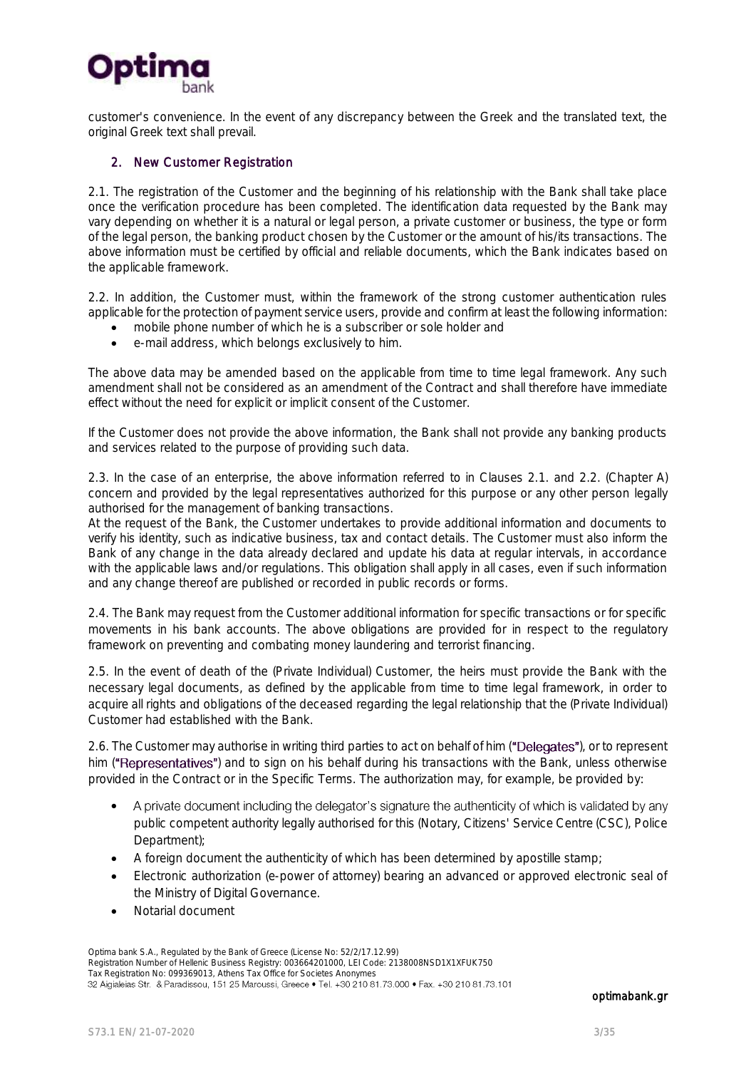customer's convenience. In the event of any discrepancy between the Greek and the translated text, the original Greek text shall prevail.

## 2. New Customer Registration

2.1. The registration of the Customer and the beginning of his relationship with the Bank shall take place once the verification procedure has been completed. The identification data requested by the Bank may vary depending on whether it is a natural or legal person, a private customer or business, the type or form of the legal person, the banking product chosen by the Customer or the amount of his/its transactions. The above information must be certified by official and reliable documents, which the Bank indicates based on the applicable framework.

2.2. In addition, the Customer must, within the framework of the strong customer authentication rules applicable for the protection of payment service users, provide and confirm at least the following information:

- mobile phone number of which he is a subscriber or sole holder and
- e-mail address, which belongs exclusively to him.

The above data may be amended based on the applicable from time to time legal framework. Any such amendment shall not be considered as an amendment of the Contract and shall therefore have immediate effect without the need for explicit or implicit consent of the Customer.

If the Customer does not provide the above information, the Bank shall not provide any banking products and services related to the purpose of providing such data.

2.3. In the case of an enterprise, the above information referred to in Clauses 2.1. and 2.2. (Chapter A) concern and provided by the legal representatives authorized for this purpose or any other person legally authorised for the management of banking transactions.
At the request of the Bank, the Customer undertakes to provide additional information and documents to verify his identity, such as indicative business, tax and contact details. The Customer must also inform the Bank of any change in the data already declared and update his data at regular intervals, in accordance with the applicable laws and/or regulations. This obligation shall apply in all cases, even if such information and any change thereof are published or recorded in public records or forms.

2.4. The Bank may request from the Customer additional information for specific transactions or for specific movements in his bank accounts. The above obligations are provided for in respect to the regulatory framework on preventing and combating money laundering and terrorist financing.

2.5. In the event of death of the (Private Individual) Customer, the heirs must provide the Bank with the necessary legal documents, as defined by the applicable from time to time legal framework, in order to acquire all rights and obligations of the deceased regarding the legal relationship that the (Private Individual) Customer had established with the Bank.

2.6. The Customer may authorise in writing third parties to act on behalf of him ("Delegates"), or to represent him ("Representatives") and to sign on his behalf during his transactions with the Bank, unless otherwise provided in the Contract or in the Specific Terms. The authorization may, for example, be provided by:

- A private document including the delegator's signature the authenticity of which is validated by any public competent authority legally authorised for this (Notary, Citizens' Service Centre (CSC), Police Department);
- A foreign document the authenticity of which has been determined by apostille stamp;
- Electronic authorization (e-power of attorney) bearing an advanced or approved electronic seal of the Ministry of Digital Governance.
- Notarial document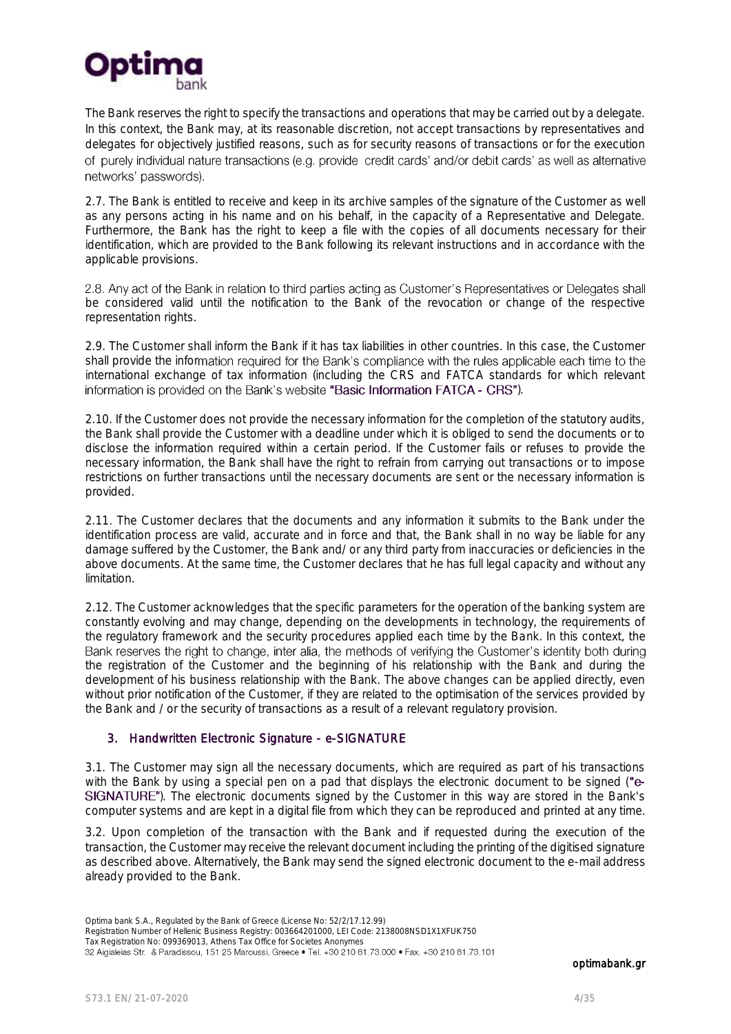The Bank reserves the right to specify the transactions and operations that may be carried out by a delegate. In this context, the Bank may, at its reasonable discretion, not accept transactions by representatives and delegates for objectively justified reasons, such as for security reasons of transactions or for the execution of purely individual nature transactions (e.g. provide credit cards' and/or debit cards' as well as alternative networks' passwords).

2.7. The Bank is entitled to receive and keep in its archive samples of the signature of the Customer as well as any persons acting in his name and on his behalf, in the capacity of a Representative and Delegate. Furthermore, the Bank has the right to keep a file with the copies of all documents necessary for their identification, which are provided to the Bank following its relevant instructions and in accordance with the applicable provisions.

2.8. Any act of the Bank in relation to third parties acting as Customer's Representatives or Delegates shall be considered valid until the notification to the Bank of the revocation or change of the respective representation rights.

2.9. The Customer shall inform the Bank if it has tax liabilities in other countries. In this case, the Customer shall provide the information required for the Bank's compliance with the rules applicable each time to the international exchange of tax information (including the CRS and FATCA standards for which relevant information is provided on the Bank's website "Basic Information FATCA - CRS").

2.10. If the Customer does not provide the necessary information for the completion of the statutory audits, the Bank shall provide the Customer with a deadline under which it is obliged to send the documents or to disclose the information required within a certain period. If the Customer fails or refuses to provide the necessary information, the Bank shall have the right to refrain from carrying out transactions or to impose restrictions on further transactions until the necessary documents are sent or the necessary information is provided.

2.11. The Customer declares that the documents and any information it submits to the Bank under the identification process are valid, accurate and in force and that, the Bank shall in no way be liable for any damage suffered by the Customer, the Bank and/ or any third party from inaccuracies or deficiencies in the above documents. At the same time, the Customer declares that he has full legal capacity and without any limitation.

2.12. The Customer acknowledges that the specific parameters for the operation of the banking system are constantly evolving and may change, depending on the developments in technology, the requirements of the regulatory framework and the security procedures applied each time by the Bank. In this context, the Bank reserves the right to change, inter alia, the methods of verifying the Customer's identity both during the registration of the Customer and the beginning of his relationship with the Bank and during the development of his business relationship with the Bank. The above changes can be applied directly, even without prior notification of the Customer, if they are related to the optimisation of the services provided by the Bank and / or the security of transactions as a result of a relevant regulatory provision.

## 3. Handwritten Electronic Signature – e-SIGNATURE

3.1. The Customer may sign all the necessary documents, which are required as part of his transactions with the Bank by using a special pen on a pad that displays the electronic document to be signed ("e-SIGNATURE"). The electronic documents signed by the Customer in this way are stored in the Bank's computer systems and are kept in a digital file from which they can be reproduced and printed at any time.

3.2. Upon completion of the transaction with the Bank and if requested during the execution of the transaction, the Customer may receive the relevant document including the printing of the digitised signature as described above. Alternatively, the Bank may send the signed electronic document to the e-mail address already provided to the Bank.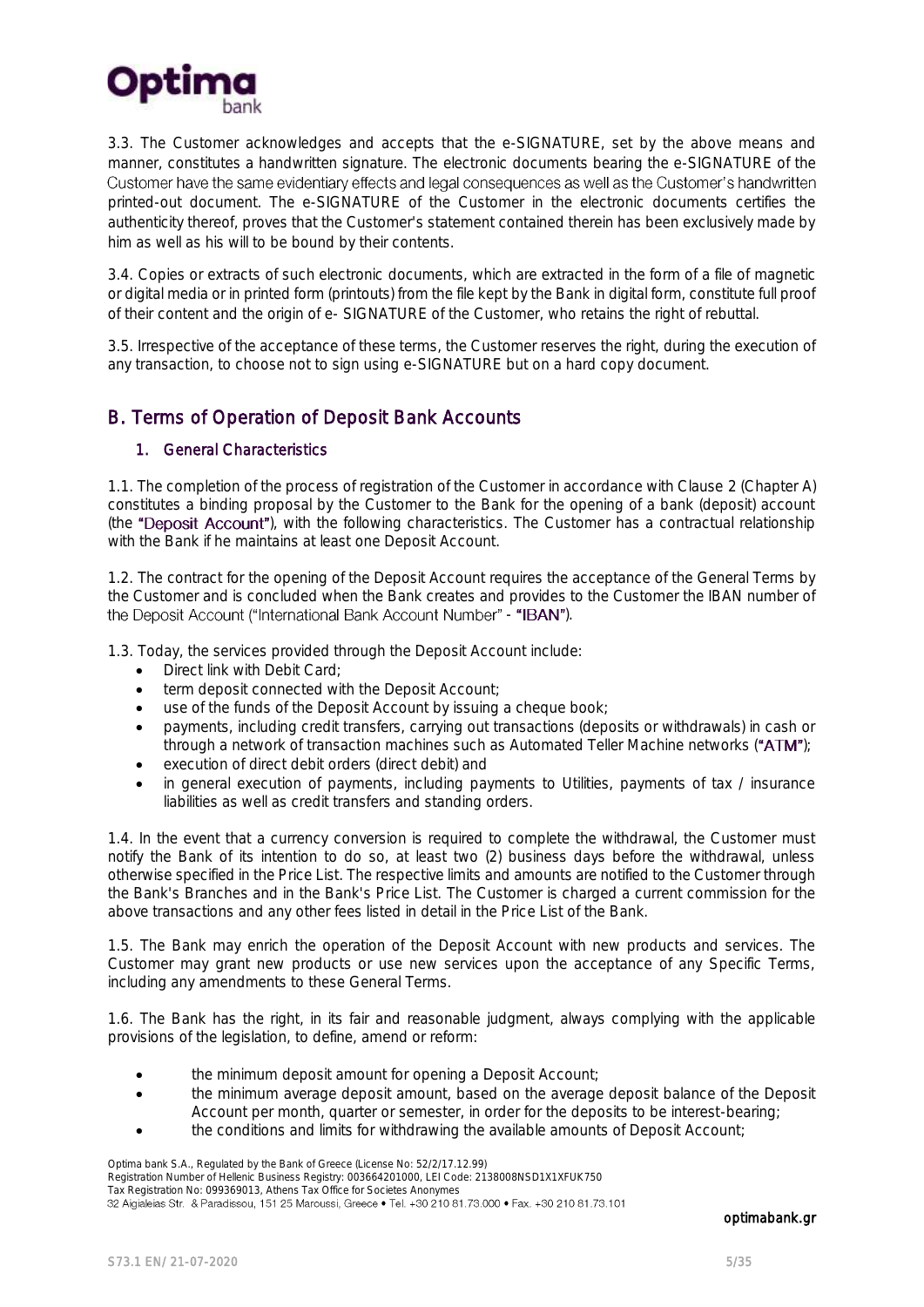3.3. The Customer acknowledges and accepts that the e-SIGNATURE, set by the above means and manner, constitutes a handwritten signature. The electronic documents bearing the e-SIGNATURE of the Customer have the same evidentiary effects and legal consequences as well as the Customer's handwritten printed-out document. The e-SIGNATURE of the Customer in the electronic documents certifies the authenticity thereof, proves that the Customer's statement contained therein has been exclusively made by him as well as his will to be bound by their contents.

3.4. Copies or extracts of such electronic documents, which are extracted in the form of a file of magnetic or digital media or in printed form (printouts) from the file kept by the Bank in digital form, constitute full proof of their content and the origin of e- SIGNATURE of the Customer, who retains the right of rebuttal.

3.5. Irrespective of the acceptance of these terms, the Customer reserves the right, during the execution of any transaction, to choose not to sign using e-SIGNATURE but on a hard copy document.

## B. Terms of Operation of Deposit Bank Accounts

### 1. General Characteristics

1.1. The completion of the process of registration of the Customer in accordance with Clause 2 (Chapter A) constitutes a binding proposal by the Customer to the Bank for the opening of a bank (deposit) account (the **"Deposit Account"**), with the following characteristics. The Customer has a contractual relationship with the Bank if he maintains at least one Deposit Account.

1.2. The contract for the opening of the Deposit Account requires the acceptance of the General Terms by the Customer and is concluded when the Bank creates and provides to the Customer the IBAN number of the Deposit Account ("International Bank Account Number" - **"IBAN"**).

1.3. Today, the services provided through the Deposit Account include:

- Direct link with Debit Card;
- term deposit connected with the Deposit Account;
- use of the funds of the Deposit Account by issuing a cheque book;
- payments, including credit transfers, carrying out transactions (deposits or withdrawals) in cash or through a network of transaction machines such as Automated Teller Machine networks (**"ATM"**);
- execution of direct debit orders (direct debit) and
- in general execution of payments, including payments to Utilities, payments of tax / insurance liabilities as well as credit transfers and standing orders.

1.4. In the event that a currency conversion is required to complete the withdrawal, the Customer must notify the Bank of its intention to do so, at least two (2) business days before the withdrawal, unless otherwise specified in the Price List. The respective limits and amounts are notified to the Customer through the Bank's Branches and in the Bank's Price List. The Customer is charged a current commission for the above transactions and any other fees listed in detail in the Price List of the Bank.

1.5. The Bank may enrich the operation of the Deposit Account with new products and services. The Customer may grant new products or use new services upon the acceptance of any Specific Terms, including any amendments to these General Terms.

1.6. The Bank has the right, in its fair and reasonable judgment, always complying with the applicable provisions of the legislation, to define, amend or reform:

- the minimum deposit amount for opening a Deposit Account;
- the minimum average deposit amount, based on the average deposit balance of the Deposit Account per month, quarter or semester, in order for the deposits to be interest-bearing;
- the conditions and limits for withdrawing the available amounts of Deposit Account;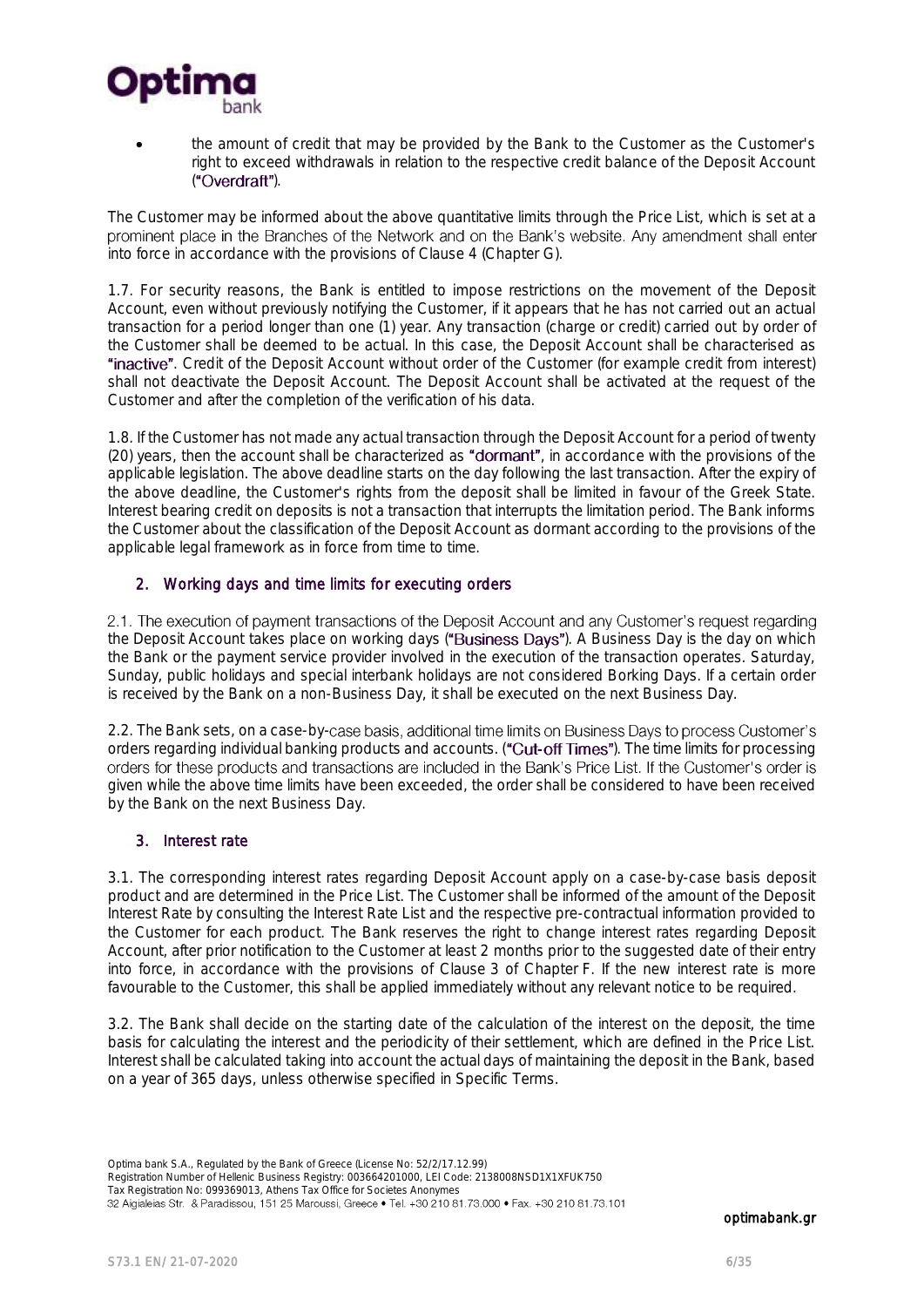- the amount of credit that may be provided by the Bank to the Customer as the Customer's right to exceed withdrawals in relation to the respective credit balance of the Deposit Account ("Overdraft").

The Customer may be informed about the above quantitative limits through the Price List, which is set at a prominent place in the Branches of the Network and on the Bank's website. Any amendment shall enter into force in accordance with the provisions of Clause 4 (Chapter G).

1.7. For security reasons, the Bank is entitled to impose restrictions on the movement of the Deposit Account, even without previously notifying the Customer, if it appears that he has not carried out an actual transaction for a period longer than one (1) year. Any transaction (charge or credit) carried out by order of the Customer shall be deemed to be actual. In this case, the Deposit Account shall be characterised as "inactive". Credit of the Deposit Account without order of the Customer (for example credit from interest) shall not deactivate the Deposit Account. The Deposit Account shall be activated at the request of the Customer and after the completion of the verification of his data.

1.8. If the Customer has not made any actual transaction through the Deposit Account for a period of twenty (20) years, then the account shall be characterized as "dormant", in accordance with the provisions of the applicable legislation. The above deadline starts on the day following the last transaction. After the expiry of the above deadline, the Customer's rights from the deposit shall be limited in favour of the Greek State. Interest bearing credit on deposits is not a transaction that interrupts the limitation period. The Bank informs the Customer about the classification of the Deposit Account as dormant according to the provisions of the applicable legal framework as in force from time to time.

## 2. Working days and time limits for executing orders

2.1. The execution of payment transactions of the Deposit Account and any Customer's request regarding the Deposit Account takes place on working days ("Business Days"). A Business Day is the day on which the Bank or the payment service provider involved in the execution of the transaction operates. Saturday, Sunday, public holidays and special interbank holidays are not considered Borking Days. If a certain order is received by the Bank on a non-Business Day, it shall be executed on the next Business Day.

2.2. The Bank sets, on a case-by-case basis, additional time limits on Business Days to process Customer's orders regarding individual banking products and accounts. ("Cut-off Times"). The time limits for processing orders for these products and transactions are included in the Bank's Price List. If the Customer's order is given while the above time limits have been exceeded, the order shall be considered to have been received by the Bank on the next Business Day.

## 3. Interest rate

3.1. The corresponding interest rates regarding Deposit Account apply on a case-by-case basis deposit product and are determined in the Price List. The Customer shall be informed of the amount of the Deposit Interest Rate by consulting the Interest Rate List and the respective pre-contractual information provided to the Customer for each product. The Bank reserves the right to change interest rates regarding Deposit Account, after prior notification to the Customer at least 2 months prior to the suggested date of their entry into force, in accordance with the provisions of Clause 3 of Chapter F. If the new interest rate is more favourable to the Customer, this shall be applied immediately without any relevant notice to be required.

3.2. The Bank shall decide on the starting date of the calculation of the interest on the deposit, the time basis for calculating the interest and the periodicity of their settlement, which are defined in the Price List. Interest shall be calculated taking into account the actual days of maintaining the deposit in the Bank, based on a year of 365 days, unless otherwise specified in Specific Terms.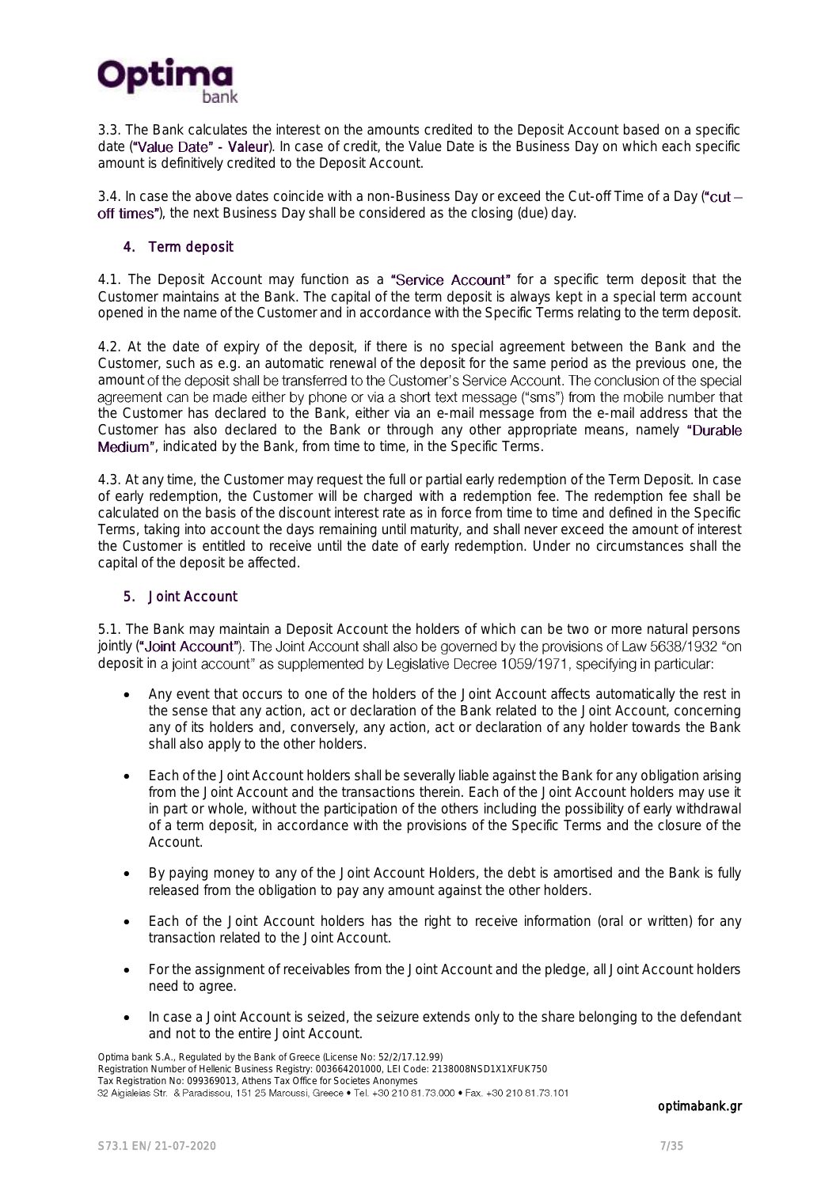3.3. The Bank calculates the interest on the amounts credited to the Deposit Account based on a specific date ("Value Date" - Valeur). In case of credit, the Value Date is the Business Day on which each specific amount is definitively credited to the Deposit Account.

3.4. In case the above dates coincide with a non-Business Day or exceed the Cut-off Time of a Day ("cut – off times"), the next Business Day shall be considered as the closing (due) day.

## 4. Term deposit

4.1. The Deposit Account may function as a "Service Account" for a specific term deposit that the Customer maintains at the Bank. The capital of the term deposit is always kept in a special term account opened in the name of the Customer and in accordance with the Specific Terms relating to the term deposit.

4.2. At the date of expiry of the deposit, if there is no special agreement between the Bank and the Customer, such as e.g. an automatic renewal of the deposit for the same period as the previous one, the amount of the deposit shall be transferred to the Customer's Service Account. The conclusion of the special agreement can be made either by phone or via a short text message ("sms") from the mobile number that the Customer has declared to the Bank, either via an e-mail message from the e-mail address that the Customer has also declared to the Bank or through any other appropriate means, namely "Durable Medium", indicated by the Bank, from time to time, in the Specific Terms.

4.3. At any time, the Customer may request the full or partial early redemption of the Term Deposit. In case of early redemption, the Customer will be charged with a redemption fee. The redemption fee shall be calculated on the basis of the discount interest rate as in force from time to time and defined in the Specific Terms, taking into account the days remaining until maturity, and shall never exceed the amount of interest the Customer is entitled to receive until the date of early redemption. Under no circumstances shall the capital of the deposit be affected.

## 5. Joint Account

5.1. The Bank may maintain a Deposit Account the holders of which can be two or more natural persons jointly ("Joint Account"). The Joint Account shall also be governed by the provisions of Law 5638/1932 "on deposit in a joint account" as supplemented by Legislative Decree 1059/1971, specifying in particular:

- Any event that occurs to one of the holders of the Joint Account affects automatically the rest in the sense that any action, act or declaration of the Bank related to the Joint Account, concerning any of its holders and, conversely, any action, act or declaration of any holder towards the Bank shall also apply to the other holders.
- Each of the Joint Account holders shall be severally liable against the Bank for any obligation arising from the Joint Account and the transactions therein. Each of the Joint Account holders may use it in part or whole, without the participation of the others including the possibility of early withdrawal of a term deposit, in accordance with the provisions of the Specific Terms and the closure of the Account.
- By paying money to any of the Joint Account Holders, the debt is amortised and the Bank is fully released from the obligation to pay any amount against the other holders.
- Each of the Joint Account holders has the right to receive information (oral or written) for any transaction related to the Joint Account.
- For the assignment of receivables from the Joint Account and the pledge, all Joint Account holders need to agree.
- In case a Joint Account is seized, the seizure extends only to the share belonging to the defendant and not to the entire Joint Account.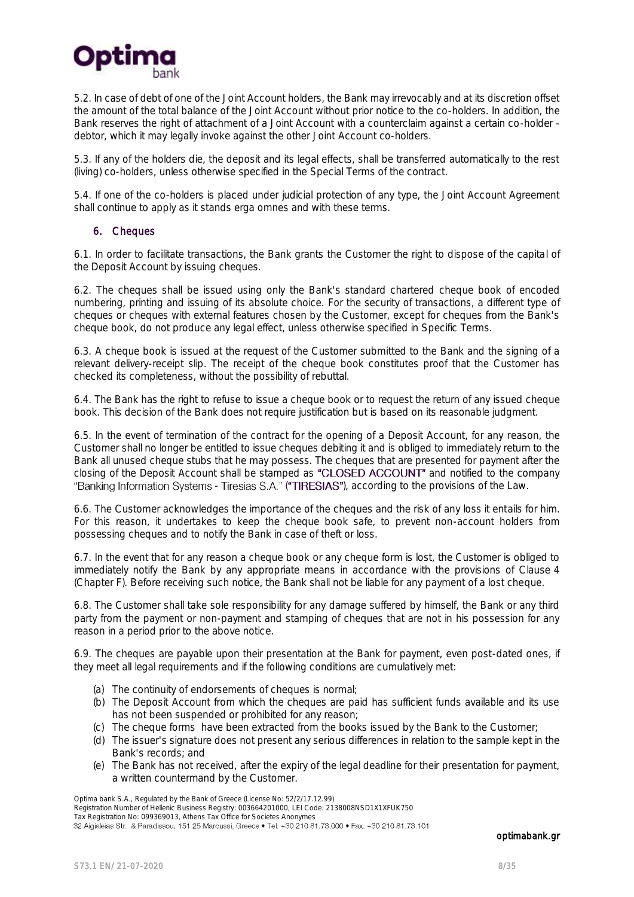5.2. In case of debt of one of the Joint Account holders, the Bank may irrevocably and at its discretion offset the amount of the total balance of the Joint Account without prior notice to the co-holders. In addition, the Bank reserves the right of attachment of a Joint Account with a counterclaim against a certain co-holder - debtor, which it may legally invoke against the other Joint Account co-holders.

5.3. If any of the holders die, the deposit and its legal effects, shall be transferred automatically to the rest (living) co-holders, unless otherwise specified in the Special Terms of the contract.

5.4. If one of the co-holders is placed under judicial protection of any type, the Joint Account Agreement shall continue to apply as it stands erga omnes and with these terms.

## 6. Cheques

6.1. In order to facilitate transactions, the Bank grants the Customer the right to dispose of the capital of the Deposit Account by issuing cheques.

6.2. The cheques shall be issued using only the Bank's standard chartered cheque book of encoded numbering, printing and issuing of its absolute choice. For the security of transactions, a different type of cheques or cheques with external features chosen by the Customer, except for cheques from the Bank's cheque book, do not produce any legal effect, unless otherwise specified in Specific Terms.

6.3. A cheque book is issued at the request of the Customer submitted to the Bank and the signing of a relevant delivery-receipt slip. The receipt of the cheque book constitutes proof that the Customer has checked its completeness, without the possibility of rebuttal.

6.4. The Bank has the right to refuse to issue a cheque book or to request the return of any issued cheque book. This decision of the Bank does not require justification but is based on its reasonable judgment.

6.5. In the event of termination of the contract for the opening of a Deposit Account, for any reason, the Customer shall no longer be entitled to issue cheques debiting it and is obliged to immediately return to the Bank all unused cheque stubs that he may possess. The cheques that are presented for payment after the closing of the Deposit Account shall be stamped as "CLOSED ACCOUNT" and notified to the company "Banking Information Systems - Tiresias S.A." ("TIRESIAS"), according to the provisions of the Law.

6.6. The Customer acknowledges the importance of the cheques and the risk of any loss it entails for him. For this reason, it undertakes to keep the cheque book safe, to prevent non-account holders from possessing cheques and to notify the Bank in case of theft or loss.

6.7. In the event that for any reason a cheque book or any cheque form is lost, the Customer is obliged to immediately notify the Bank by any appropriate means in accordance with the provisions of Clause 4 (Chapter F). Before receiving such notice, the Bank shall not be liable for any payment of a lost cheque.

6.8. The Customer shall take sole responsibility for any damage suffered by himself, the Bank or any third party from the payment or non-payment and stamping of cheques that are not in his possession for any reason in a period prior to the above notice.

6.9. The cheques are payable upon their presentation at the Bank for payment, even post-dated ones, if they meet all legal requirements and if the following conditions are cumulatively met:

(a) The continuity of endorsements of cheques is normal;
(b) The Deposit Account from which the cheques are paid has sufficient funds available and its use has not been suspended or prohibited for any reason;
(c) The cheque forms have been extracted from the books issued by the Bank to the Customer;
(d) The issuer's signature does not present any serious differences in relation to the sample kept in the Bank's records; and
(e) The Bank has not received, after the expiry of the legal deadline for their presentation for payment, a written countermand by the Customer.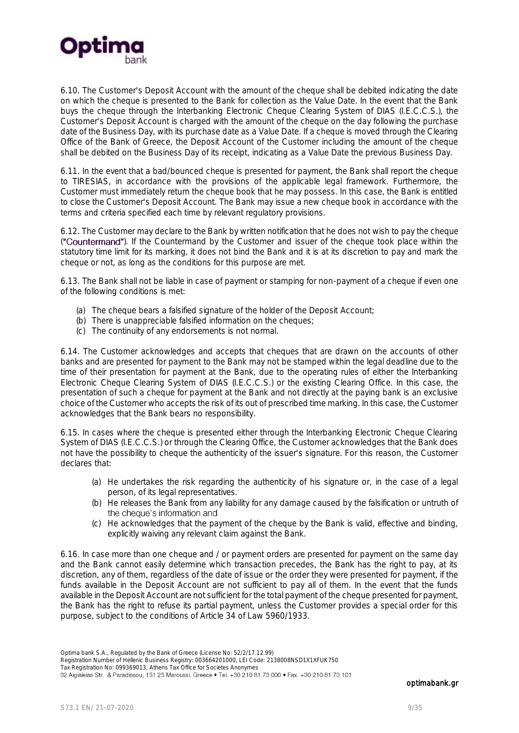6.10. The Customer's Deposit Account with the amount of the cheque shall be debited indicating the date on which the cheque is presented to the Bank for collection as the Value Date. In the event that the Bank buys the cheque through the Interbanking Electronic Cheque Clearing System of DIAS (I.E.C.C.S.), the Customer's Deposit Account is charged with the amount of the cheque on the day following the purchase date of the Business Day, with its purchase date as a Value Date. If a cheque is moved through the Clearing Office of the Bank of Greece, the Deposit Account of the Customer including the amount of the cheque shall be debited on the Business Day of its receipt, indicating as a Value Date the previous Business Day.

6.11. In the event that a bad/bounced cheque is presented for payment, the Bank shall report the cheque to TIRESIAS, in accordance with the provisions of the applicable legal framework. Furthermore, the Customer must immediately return the cheque book that he may possess. In this case, the Bank is entitled to close the Customer's Deposit Account. The Bank may issue a new cheque book in accordance with the terms and criteria specified each time by relevant regulatory provisions.

6.12. The Customer may declare to the Bank by written notification that he does not wish to pay the cheque ("Countermand"). If the Countermand by the Customer and issuer of the cheque took place within the statutory time limit for its marking, it does not bind the Bank and it is at its discretion to pay and mark the cheque or not, as long as the conditions for this purpose are met.

6.13. The Bank shall not be liable in case of payment or stamping for non-payment of a cheque if even one of the following conditions is met:

(a) The cheque bears a falsified signature of the holder of the Deposit Account;
(b) There is unappreciable falsified information on the cheques;
(c) The continuity of any endorsements is not normal.

6.14. The Customer acknowledges and accepts that cheques that are drawn on the accounts of other banks and are presented for payment to the Bank may not be stamped within the legal deadline due to the time of their presentation for payment at the Bank, due to the operating rules of either the Interbanking Electronic Cheque Clearing System of DIAS (I.E.C.C.S.) or the existing Clearing Office. In this case, the presentation of such a cheque for payment at the Bank and not directly at the paying bank is an exclusive choice of the Customer who accepts the risk of its out of prescribed time marking. In this case, the Customer acknowledges that the Bank bears no responsibility.

6.15. In cases where the cheque is presented either through the Interbanking Electronic Cheque Clearing System of DIAS (I.E.C.C.S.) or through the Clearing Office, the Customer acknowledges that the Bank does not have the possibility to cheque the authenticity of the issuer's signature. For this reason, the Customer declares that:

(a) He undertakes the risk regarding the authenticity of his signature or, in the case of a legal person, of its legal representatives.
(b) He releases the Bank from any liability for any damage caused by the falsification or untruth of the cheque's information and
(c) He acknowledges that the payment of the cheque by the Bank is valid, effective and binding, explicitly waiving any relevant claim against the Bank.

6.16. In case more than one cheque and / or payment orders are presented for payment on the same day and the Bank cannot easily determine which transaction precedes, the Bank has the right to pay, at its discretion, any of them, regardless of the date of issue or the order they were presented for payment, if the funds available in the Deposit Account are not sufficient to pay all of them. In the event that the funds available in the Deposit Account are not sufficient for the total payment of the cheque presented for payment, the Bank has the right to refuse its partial payment, unless the Customer provides a special order for this purpose, subject to the conditions of Article 34 of Law 5960/1933.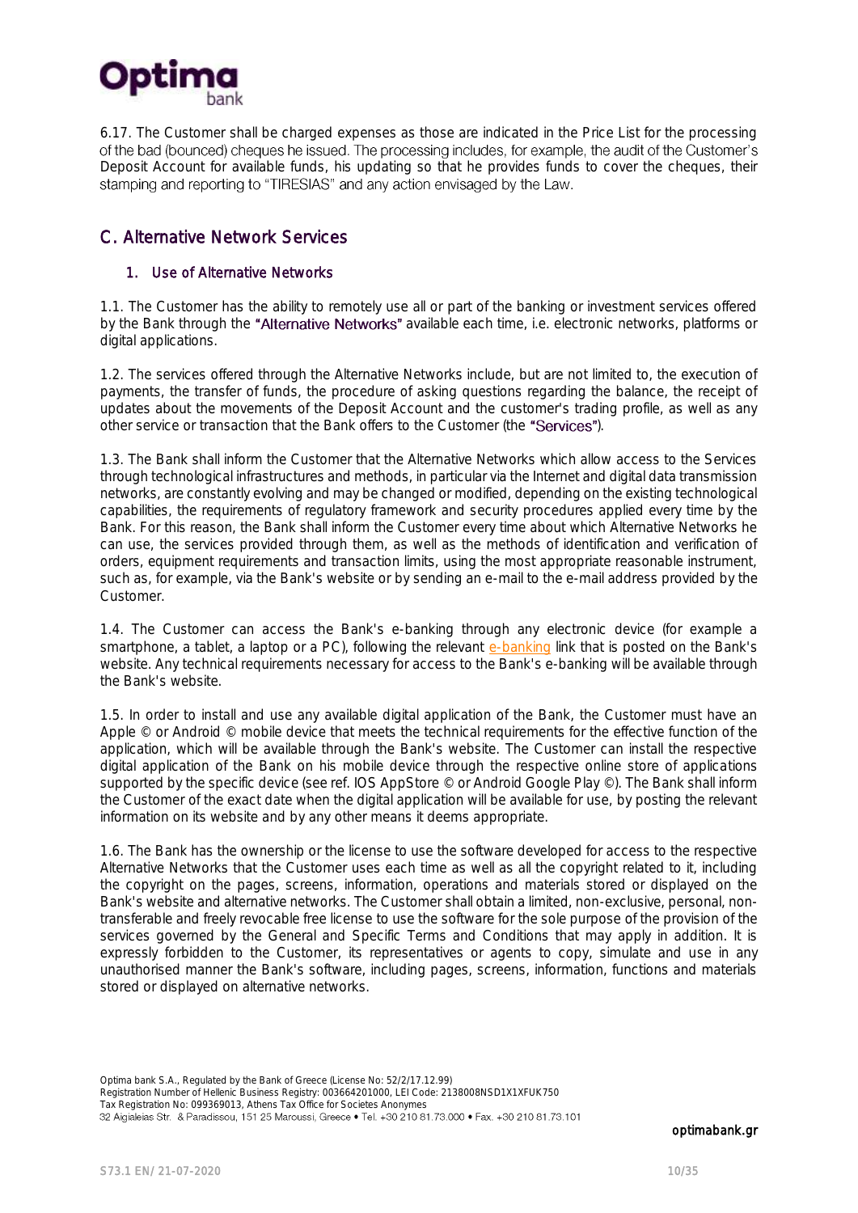6.17. The Customer shall be charged expenses as those are indicated in the Price List for the processing of the bad (bounced) cheques he issued. The processing includes, for example, the audit of the Customer's Deposit Account for available funds, his updating so that he provides funds to cover the cheques, their stamping and reporting to "TIRESIAS" and any action envisaged by the Law.

## C. Alternative Network Services

### 1. Use of Alternative Networks

1.1. The Customer has the ability to remotely use all or part of the banking or investment services offered by the Bank through the "Alternative Networks" available each time, i.e. electronic networks, platforms or digital applications.

1.2. The services offered through the Alternative Networks include, but are not limited to, the execution of payments, the transfer of funds, the procedure of asking questions regarding the balance, the receipt of updates about the movements of the Deposit Account and the customer's trading profile, as well as any other service or transaction that the Bank offers to the Customer (the "Services").

1.3. The Bank shall inform the Customer that the Alternative Networks which allow access to the Services through technological infrastructures and methods, in particular via the Internet and digital data transmission networks, are constantly evolving and may be changed or modified, depending on the existing technological capabilities, the requirements of regulatory framework and security procedures applied every time by the Bank. For this reason, the Bank shall inform the Customer every time about which Alternative Networks he can use, the services provided through them, as well as the methods of identification and verification of orders, equipment requirements and transaction limits, using the most appropriate reasonable instrument, such as, for example, via the Bank's website or by sending an e-mail to the e-mail address provided by the Customer.

1.4. The Customer can access the Bank's e-banking through any electronic device (for example a smartphone, a tablet, a laptop or a PC), following the relevant e-banking link that is posted on the Bank's website. Any technical requirements necessary for access to the Bank's e-banking will be available through the Bank's website.

1.5. In order to install and use any available digital application of the Bank, the Customer must have an Apple © or Android © mobile device that meets the technical requirements for the effective function of the application, which will be available through the Bank's website. The Customer can install the respective digital application of the Bank on his mobile device through the respective online store of applications supported by the specific device (see ref. IOS AppStore © or Android Google Play ©). The Bank shall inform the Customer of the exact date when the digital application will be available for use, by posting the relevant information on its website and by any other means it deems appropriate.

1.6. The Bank has the ownership or the license to use the software developed for access to the respective Alternative Networks that the Customer uses each time as well as all the copyright related to it, including the copyright on the pages, screens, information, operations and materials stored or displayed on the Bank's website and alternative networks. The Customer shall obtain a limited, non-exclusive, personal, non-transferable and freely revocable free license to use the software for the sole purpose of the provision of the services governed by the General and Specific Terms and Conditions that may apply in addition. It is expressly forbidden to the Customer, its representatives or agents to copy, simulate and use in any unauthorised manner the Bank's software, including pages, screens, information, functions and materials stored or displayed on alternative networks.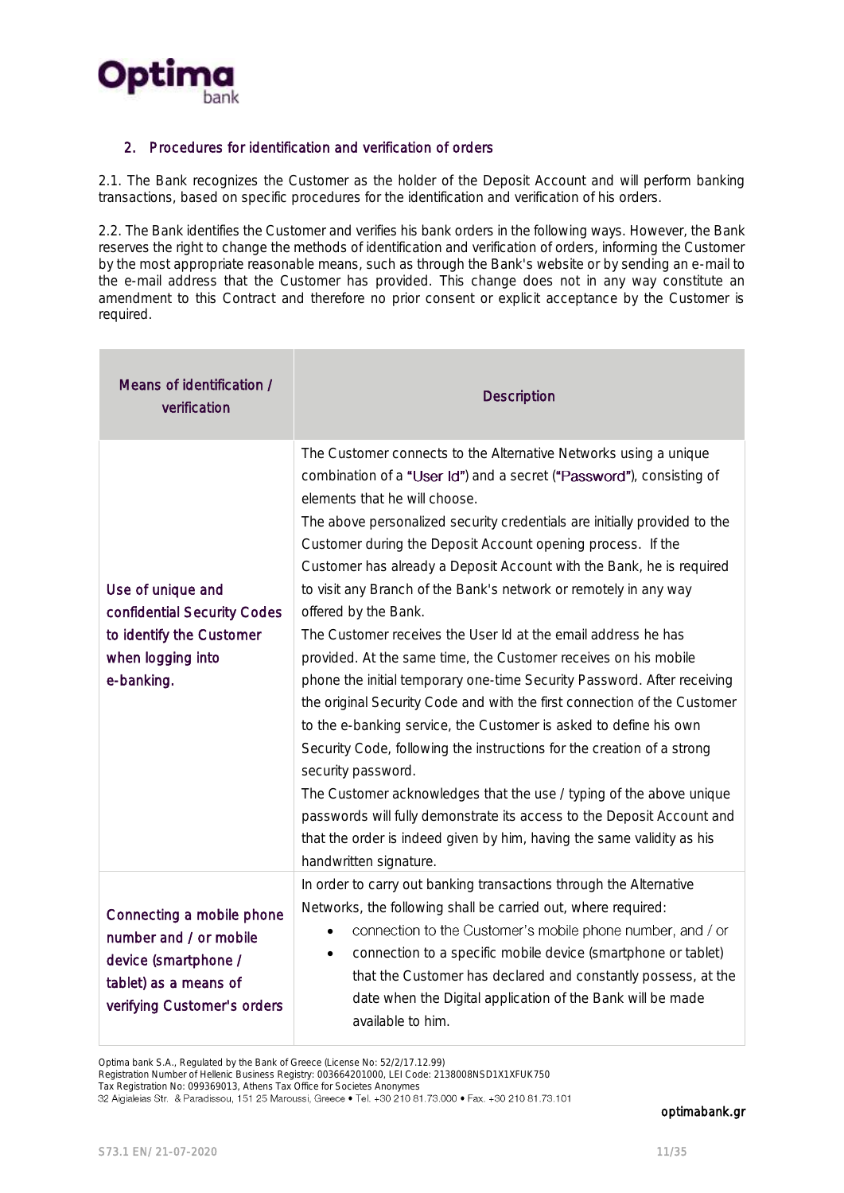## 2. Procedures for identification and verification of orders

2.1. The Bank recognizes the Customer as the holder of the Deposit Account and will perform banking transactions, based on specific procedures for the identification and verification of his orders.

2.2. The Bank identifies the Customer and verifies his bank orders in the following ways. However, the Bank reserves the right to change the methods of identification and verification of orders, informing the Customer by the most appropriate reasonable means, such as through the Bank's website or by sending an e-mail to the e-mail address that the Customer has provided. This change does not in any way constitute an amendment to this Contract and therefore no prior consent or explicit acceptance by the Customer is required.

| Means of identification / verification | Description |
|---|---|
| Use of unique and confidential Security Codes to identify the Customer when logging into e-banking. | The Customer connects to the Alternative Networks using a unique combination of a "User Id") and a secret ("Password"), consisting of elements that he will choose.<br>The above personalized security credentials are initially provided to the Customer during the Deposit Account opening process. If the Customer has already a Deposit Account with the Bank, he is required to visit any Branch of the Bank's network or remotely in any way offered by the Bank.<br>The Customer receives the User Id at the email address he has provided. At the same time, the Customer receives on his mobile phone the initial temporary one-time Security Password. After receiving the original Security Code and with the first connection of the Customer to the e-banking service, the Customer is asked to define his own Security Code, following the instructions for the creation of a strong security password.<br>The Customer acknowledges that the use / typing of the above unique passwords will fully demonstrate its access to the Deposit Account and that the order is indeed given by him, having the same validity as his handwritten signature. |
| Connecting a mobile phone number and / or mobile device (smartphone / tablet) as a means of verifying Customer's orders | In order to carry out banking transactions through the Alternative Networks, the following shall be carried out, where required:<br>• connection to the Customer's mobile phone number, and / or<br>• connection to a specific mobile device (smartphone or tablet) that the Customer has declared and constantly possess, at the date when the Digital application of the Bank will be made available to him. |

Optima bank S.A., Regulated by the Bank of Greece (License No: 52/2/17.12.99)
Registration Number of Hellenic Business Registry: 003664201000, LEI Code: 2138008NSD1X1XFUK750
Tax Registration No: 099369013, Athens Tax Office for Societes Anonymes
32 Aigialeias Str. & Paradissou, 151 25 Maroussi, Greece • Tel. +30 210 81.73.000 • Fax. +30 210 81.73.101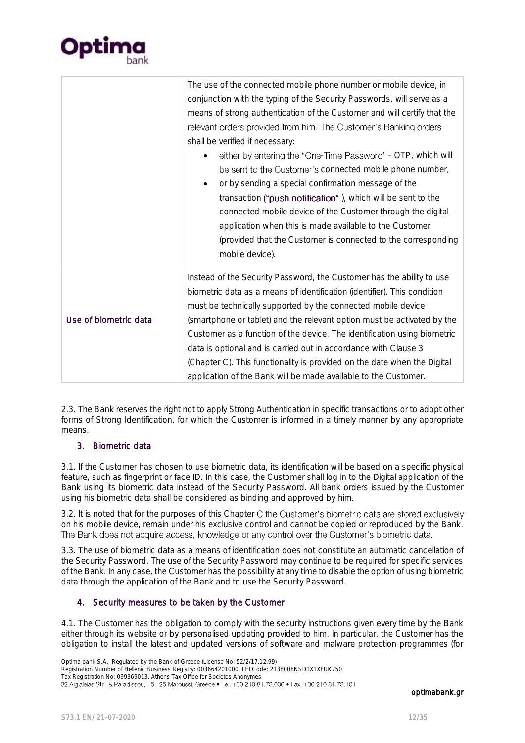| | |
|---|---|
| | The use of the connected mobile phone number or mobile device, in conjunction with the typing of the Security Passwords, will serve as a means of strong authentication of the Customer and will certify that the relevant orders provided from him. The Customer's Banking orders shall be verified if necessary:<br>• either by entering the "One-Time Password" - OTP, which will be sent to the Customer's connected mobile phone number,<br>• or by sending a special confirmation message of the transaction ("push notification" ), which will be sent to the connected mobile device of the Customer through the digital application when this is made available to the Customer (provided that the Customer is connected to the corresponding mobile device). |
| Use of biometric data | Instead of the Security Password, the Customer has the ability to use biometric data as a means of identification (identifier). This condition must be technically supported by the connected mobile device (smartphone or tablet) and the relevant option must be activated by the Customer as a function of the device. The identification using biometric data is optional and is carried out in accordance with Clause 3 (Chapter C). This functionality is provided on the date when the Digital application of the Bank will be made available to the Customer. |

2.3. The Bank reserves the right not to apply Strong Authentication in specific transactions or to adopt other forms of Strong Identification, for which the Customer is informed in a timely manner by any appropriate means.

### 3. Biometric data

3.1. If the Customer has chosen to use biometric data, its identification will be based on a specific physical feature, such as fingerprint or face ID. In this case, the Customer shall log in to the Digital application of the Bank using its biometric data instead of the Security Password. All bank orders issued by the Customer using his biometric data shall be considered as binding and approved by him.

3.2. It is noted that for the purposes of this Chapter C the Customer's biometric data are stored exclusively on his mobile device, remain under his exclusive control and cannot be copied or reproduced by the Bank. The Bank does not acquire access, knowledge or any control over the Customer's biometric data.

3.3. The use of biometric data as a means of identification does not constitute an automatic cancellation of the Security Password. The use of the Security Password may continue to be required for specific services of the Bank. In any case, the Customer has the possibility at any time to disable the option of using biometric data through the application of the Bank and to use the Security Password.

### 4. Security measures to be taken by the Customer

4.1. The Customer has the obligation to comply with the security instructions given every time by the Bank either through its website or by personalised updating provided to him. In particular, the Customer has the obligation to install the latest and updated versions of software and malware protection programmes (for

Optima bank S.A., Regulated by the Bank of Greece (License No: 52/2/17.12.99)
Registration Number of Hellenic Business Registry: 003664201000, LEI Code: 2138008NSD1X1XFUK750
Tax Registration No: 099369013, Athens Tax Office for Societes Anonymes
32 Aigialeias Str. & Paradissou, 151 25 Maroussi, Greece • Tel. +30 210 81.73.000 • Fax. +30 210 81.73.101

optimabank.gr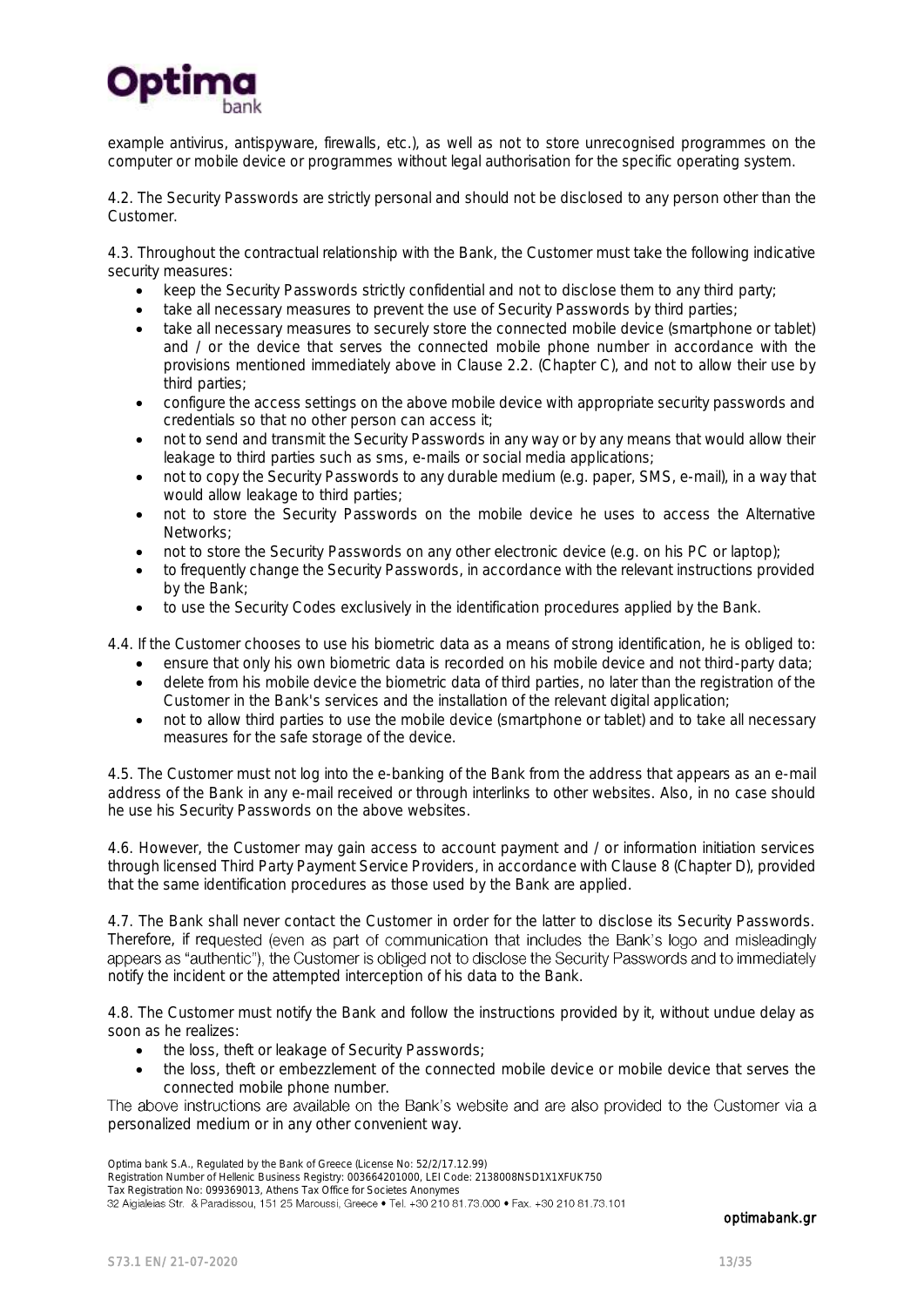example antivirus, antispyware, firewalls, etc.), as well as not to store unrecognised programmes on the computer or mobile device or programmes without legal authorisation for the specific operating system.

4.2. The Security Passwords are strictly personal and should not be disclosed to any person other than the Customer.

4.3. Throughout the contractual relationship with the Bank, the Customer must take the following indicative security measures:

- keep the Security Passwords strictly confidential and not to disclose them to any third party;
- take all necessary measures to prevent the use of Security Passwords by third parties;
- take all necessary measures to securely store the connected mobile device (smartphone or tablet) and / or the device that serves the connected mobile phone number in accordance with the provisions mentioned immediately above in Clause 2.2. (Chapter C), and not to allow their use by third parties;
- configure the access settings on the above mobile device with appropriate security passwords and credentials so that no other person can access it;
- not to send and transmit the Security Passwords in any way or by any means that would allow their leakage to third parties such as sms, e-mails or social media applications;
- not to copy the Security Passwords to any durable medium (e.g. paper, SMS, e-mail), in a way that would allow leakage to third parties;
- not to store the Security Passwords on the mobile device he uses to access the Alternative Networks;
- not to store the Security Passwords on any other electronic device (e.g. on his PC or laptop);
- to frequently change the Security Passwords, in accordance with the relevant instructions provided by the Bank;
- to use the Security Codes exclusively in the identification procedures applied by the Bank.

4.4. If the Customer chooses to use his biometric data as a means of strong identification, he is obliged to:

- ensure that only his own biometric data is recorded on his mobile device and not third-party data;
- delete from his mobile device the biometric data of third parties, no later than the registration of the Customer in the Bank's services and the installation of the relevant digital application;
- not to allow third parties to use the mobile device (smartphone or tablet) and to take all necessary measures for the safe storage of the device.

4.5. The Customer must not log into the e-banking of the Bank from the address that appears as an e-mail address of the Bank in any e-mail received or through interlinks to other websites. Also, in no case should he use his Security Passwords on the above websites.

4.6. However, the Customer may gain access to account payment and / or information initiation services through licensed Third Party Payment Service Providers, in accordance with Clause 8 (Chapter D), provided that the same identification procedures as those used by the Bank are applied.

4.7. The Bank shall never contact the Customer in order for the latter to disclose its Security Passwords. Therefore, if requested (even as part of communication that includes the Bank's logo and misleadingly appears as "authentic"), the Customer is obliged not to disclose the Security Passwords and to immediately notify the incident or the attempted interception of his data to the Bank.

4.8. The Customer must notify the Bank and follow the instructions provided by it, without undue delay as soon as he realizes:

- the loss, theft or leakage of Security Passwords;
- the loss, theft or embezzlement of the connected mobile device or mobile device that serves the connected mobile phone number.

The above instructions are available on the Bank's website and are also provided to the Customer via a personalized medium or in any other convenient way.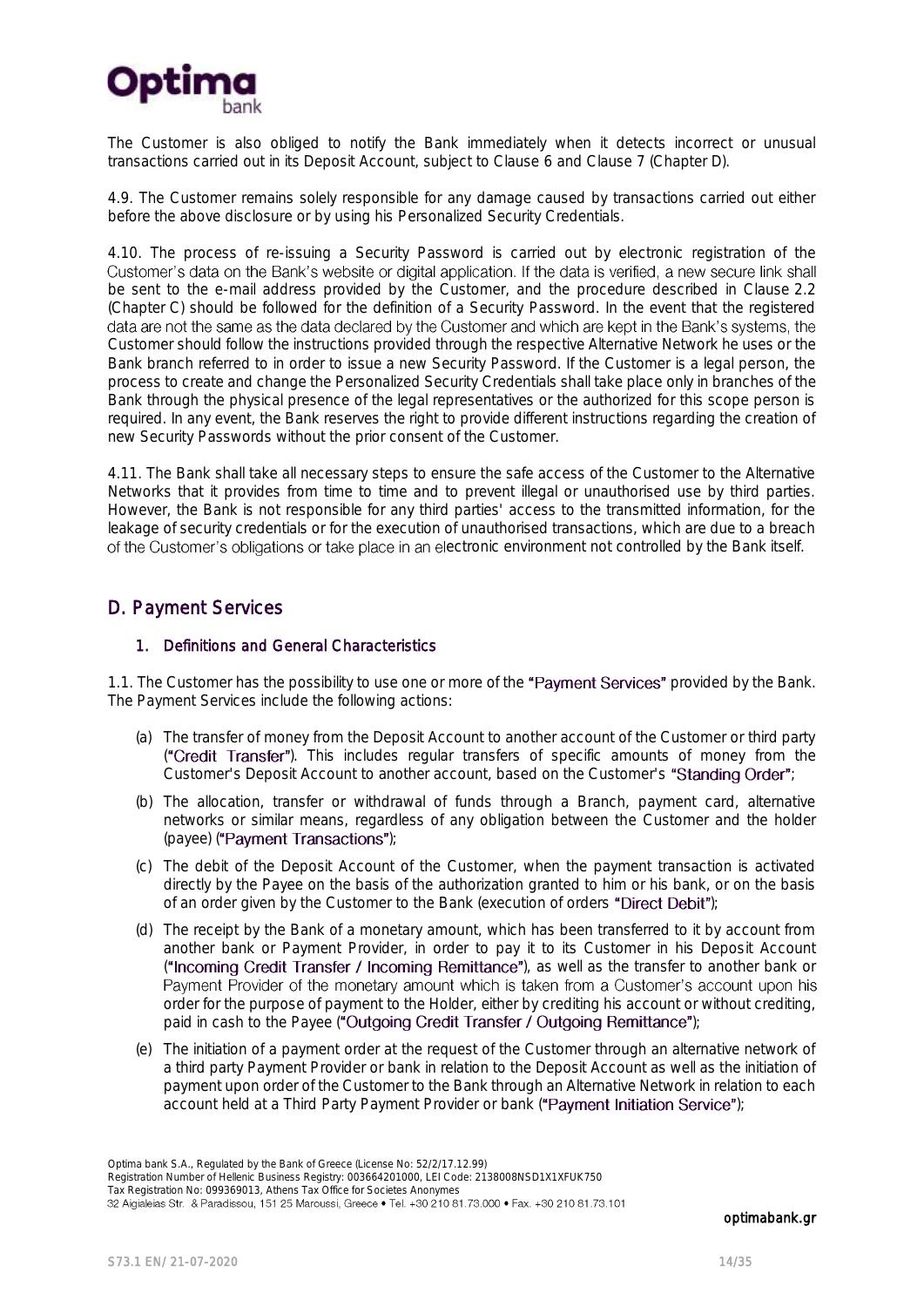The Customer is also obliged to notify the Bank immediately when it detects incorrect or unusual transactions carried out in its Deposit Account, subject to Clause 6 and Clause 7 (Chapter D).

4.9. The Customer remains solely responsible for any damage caused by transactions carried out either before the above disclosure or by using his Personalized Security Credentials.

4.10. The process of re-issuing a Security Password is carried out by electronic registration of the Customer's data on the Bank's website or digital application. If the data is verified, a new secure link shall be sent to the e-mail address provided by the Customer, and the procedure described in Clause 2.2 (Chapter C) should be followed for the definition of a Security Password. In the event that the registered data are not the same as the data declared by the Customer and which are kept in the Bank's systems, the Customer should follow the instructions provided through the respective Alternative Network he uses or the Bank branch referred to in order to issue a new Security Password. If the Customer is a legal person, the process to create and change the Personalized Security Credentials shall take place only in branches of the Bank through the physical presence of the legal representatives or the authorized for this scope person is required. In any event, the Bank reserves the right to provide different instructions regarding the creation of new Security Passwords without the prior consent of the Customer.

4.11. The Bank shall take all necessary steps to ensure the safe access of the Customer to the Alternative Networks that it provides from time to time and to prevent illegal or unauthorised use by third parties. However, the Bank is not responsible for any third parties' access to the transmitted information, for the leakage of security credentials or for the execution of unauthorised transactions, which are due to a breach of the Customer's obligations or take place in an electronic environment not controlled by the Bank itself.

## D. Payment Services

### 1. Definitions and General Characteristics

1.1. The Customer has the possibility to use one or more of the "Payment Services" provided by the Bank. The Payment Services include the following actions:

(a) The transfer of money from the Deposit Account to another account of the Customer or third party ("Credit Transfer"). This includes regular transfers of specific amounts of money from the Customer's Deposit Account to another account, based on the Customer's "Standing Order";

(b) The allocation, transfer or withdrawal of funds through a Branch, payment card, alternative networks or similar means, regardless of any obligation between the Customer and the holder (payee) ("Payment Transactions");

(c) The debit of the Deposit Account of the Customer, when the payment transaction is activated directly by the Payee on the basis of the authorization granted to him or his bank, or on the basis of an order given by the Customer to the Bank (execution of orders "Direct Debit");

(d) The receipt by the Bank of a monetary amount, which has been transferred to it by account from another bank or Payment Provider, in order to pay it to its Customer in his Deposit Account ("Incoming Credit Transfer / Incoming Remittance"), as well as the transfer to another bank or Payment Provider of the monetary amount which is taken from a Customer's account upon his order for the purpose of payment to the Holder, either by crediting his account or without crediting, paid in cash to the Payee ("Outgoing Credit Transfer / Outgoing Remittance");

(e) The initiation of a payment order at the request of the Customer through an alternative network of a third party Payment Provider or bank in relation to the Deposit Account as well as the initiation of payment upon order of the Customer to the Bank through an Alternative Network in relation to each account held at a Third Party Payment Provider or bank ("Payment Initiation Service");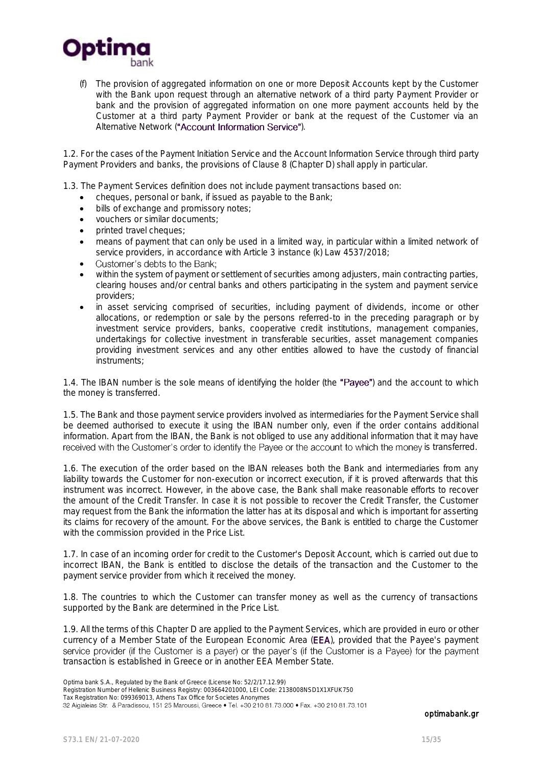(f) The provision of aggregated information on one or more Deposit Accounts kept by the Customer with the Bank upon request through an alternative network of a third party Payment Provider or bank and the provision of aggregated information on one more payment accounts held by the Customer at a third party Payment Provider or bank at the request of the Customer via an Alternative Network ("Account Information Service").

1.2. For the cases of the Payment Initiation Service and the Account Information Service through third party Payment Providers and banks, the provisions of Clause 8 (Chapter D) shall apply in particular.

1.3. The Payment Services definition does not include payment transactions based on:

- cheques, personal or bank, if issued as payable to the Bank;
- bills of exchange and promissory notes;
- vouchers or similar documents;
- printed travel cheques;
- means of payment that can only be used in a limited way, in particular within a limited network of service providers, in accordance with Article 3 instance (k) Law 4537/2018;
- Customer's debts to the Bank;
- within the system of payment or settlement of securities among adjusters, main contracting parties, clearing houses and/or central banks and others participating in the system and payment service providers;
- in asset servicing comprised of securities, including payment of dividends, income or other allocations, or redemption or sale by the persons referred-to in the preceding paragraph or by investment service providers, banks, cooperative credit institutions, management companies, undertakings for collective investment in transferable securities, asset management companies providing investment services and any other entities allowed to have the custody of financial instruments;

1.4. The IBAN number is the sole means of identifying the holder (the "Payee") and the account to which the money is transferred.

1.5. The Bank and those payment service providers involved as intermediaries for the Payment Service shall be deemed authorised to execute it using the IBAN number only, even if the order contains additional information. Apart from the IBAN, the Bank is not obliged to use any additional information that it may have received with the Customer's order to identify the Payee or the account to which the money is transferred.

1.6. The execution of the order based on the IBAN releases both the Bank and intermediaries from any liability towards the Customer for non-execution or incorrect execution, if it is proved afterwards that this instrument was incorrect. However, in the above case, the Bank shall make reasonable efforts to recover the amount of the Credit Transfer. In case it is not possible to recover the Credit Transfer, the Customer may request from the Bank the information the latter has at its disposal and which is important for asserting its claims for recovery of the amount. For the above services, the Bank is entitled to charge the Customer with the commission provided in the Price List.

1.7. In case of an incoming order for credit to the Customer's Deposit Account, which is carried out due to incorrect IBAN, the Bank is entitled to disclose the details of the transaction and the Customer to the payment service provider from which it received the money.

1.8. The countries to which the Customer can transfer money as well as the currency of transactions supported by the Bank are determined in the Price List.

1.9. All the terms of this Chapter D are applied to the Payment Services, which are provided in euro or other currency of a Member State of the European Economic Area (EEA), provided that the Payee's payment service provider (if the Customer is a payer) or the payer's (if the Customer is a Payee) for the payment transaction is established in Greece or in another EEA Member State.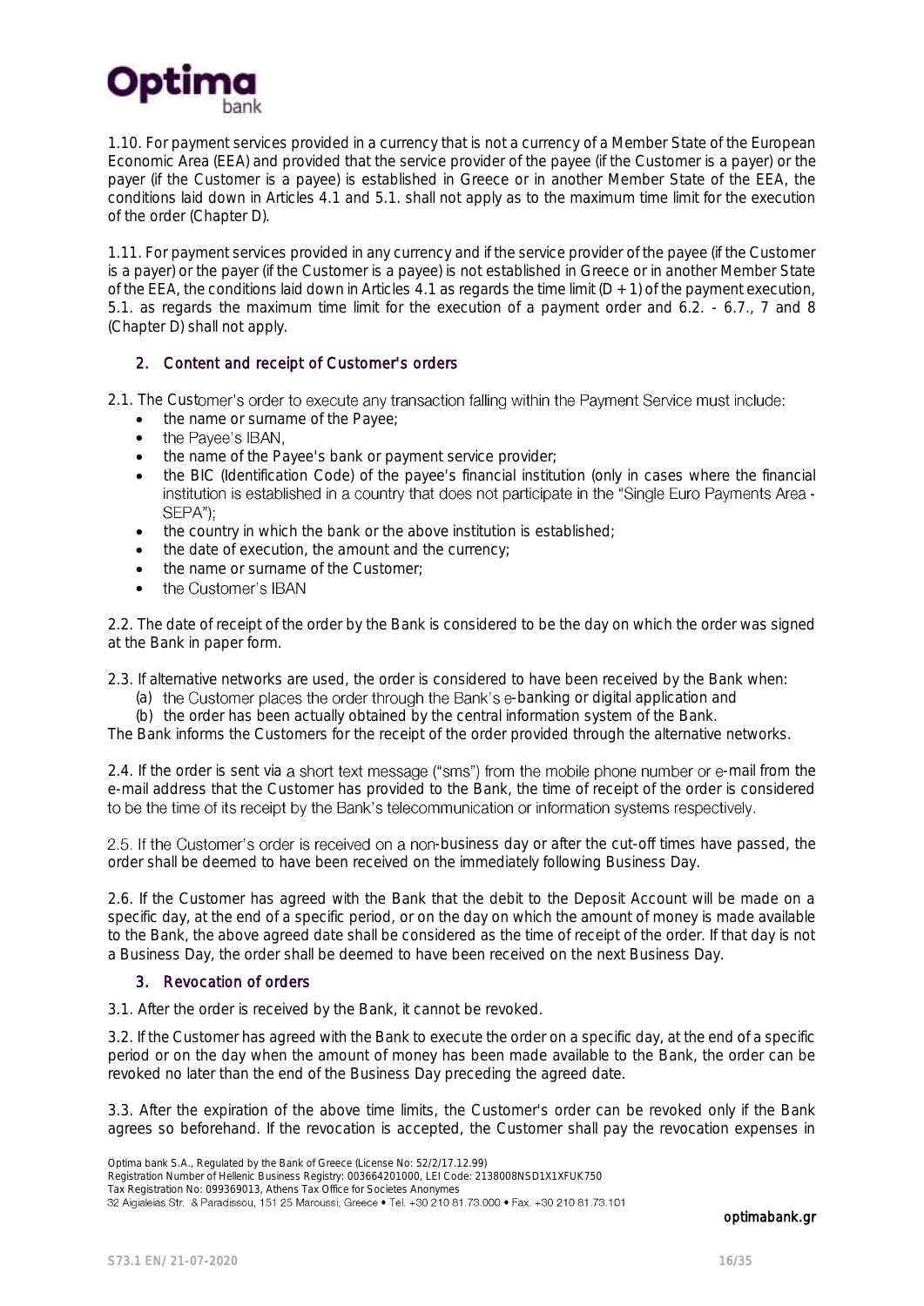1.10. For payment services provided in a currency that is not a currency of a Member State of the European Economic Area (EEA) and provided that the service provider of the payee (if the Customer is a payer) or the payer (if the Customer is a payee) is established in Greece or in another Member State of the EEA, the conditions laid down in Articles 4.1 and 5.1. shall not apply as to the maximum time limit for the execution of the order (Chapter D).

1.11. For payment services provided in any currency and if the service provider of the payee (if the Customer is a payer) or the payer (if the Customer is a payee) is not established in Greece or in another Member State of the EEA, the conditions laid down in Articles 4.1 as regards the time limit (D + 1) of the payment execution, 5.1. as regards the maximum time limit for the execution of a payment order and 6.2. - 6.7., 7 and 8 (Chapter D) shall not apply.

## 2. Content and receipt of Customer's orders

2.1. The Customer's order to execute any transaction falling within the Payment Service must include:

- the name or surname of the Payee;
- the Payee's IBAN,
- the name of the Payee's bank or payment service provider;
- the BIC (Identification Code) of the payee's financial institution (only in cases where the financial institution is established in a country that does not participate in the "Single Euro Payments Area - SEPA");
- the country in which the bank or the above institution is established;
- the date of execution, the amount and the currency;
- the name or surname of the Customer;
- the Customer's IBAN

2.2. The date of receipt of the order by the Bank is considered to be the day on which the order was signed at the Bank in paper form.

2.3. If alternative networks are used, the order is considered to have been received by the Bank when:

(a) the Customer places the order through the Bank's e-banking or digital application and

(b) the order has been actually obtained by the central information system of the Bank.

The Bank informs the Customers for the receipt of the order provided through the alternative networks.

2.4. If the order is sent via a short text message ("sms") from the mobile phone number or e-mail from the e-mail address that the Customer has provided to the Bank, the time of receipt of the order is considered to be the time of its receipt by the Bank's telecommunication or information systems respectively.

2.5. If the Customer's order is received on a non-business day or after the cut-off times have passed, the order shall be deemed to have been received on the immediately following Business Day.

2.6. If the Customer has agreed with the Bank that the debit to the Deposit Account will be made on a specific day, at the end of a specific period, or on the day on which the amount of money is made available to the Bank, the above agreed date shall be considered as the time of receipt of the order. If that day is not a Business Day, the order shall be deemed to have been received on the next Business Day.

## 3. Revocation of orders

3.1. After the order is received by the Bank, it cannot be revoked.

3.2. If the Customer has agreed with the Bank to execute the order on a specific day, at the end of a specific period or on the day when the amount of money has been made available to the Bank, the order can be revoked no later than the end of the Business Day preceding the agreed date.

3.3. After the expiration of the above time limits, the Customer's order can be revoked only if the Bank agrees so beforehand. If the revocation is accepted, the Customer shall pay the revocation expenses in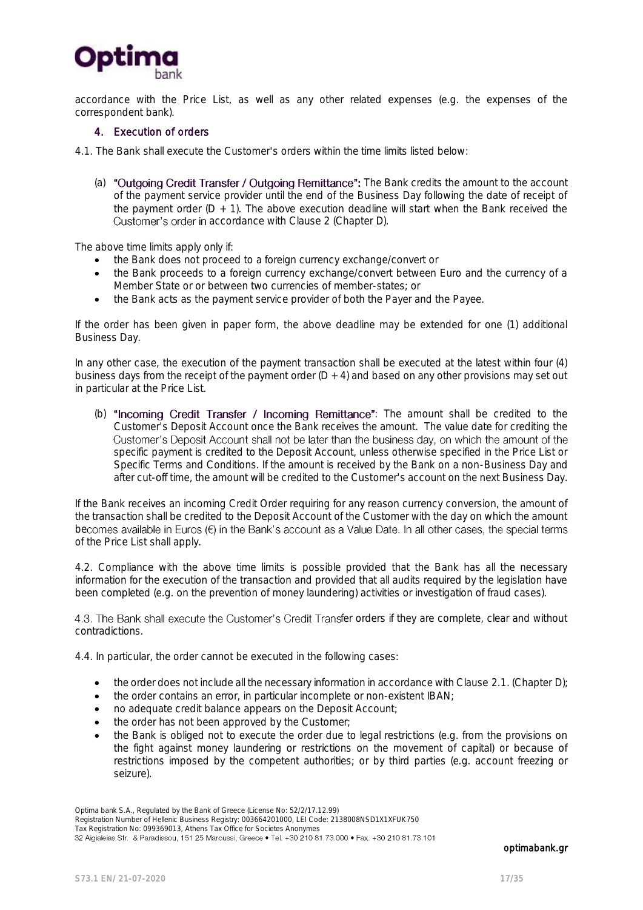accordance with the Price List, as well as any other related expenses (e.g. the expenses of the correspondent bank).

## 4. Execution of orders

4.1. The Bank shall execute the Customer's orders within the time limits listed below:

(a) "Outgoing Credit Transfer / Outgoing Remittance": The Bank credits the amount to the account of the payment service provider until the end of the Business Day following the date of receipt of the payment order (D + 1). The above execution deadline will start when the Bank received the Customer's order in accordance with Clause 2 (Chapter D).

The above time limits apply only if:

- the Bank does not proceed to a foreign currency exchange/convert or
- the Bank proceeds to a foreign currency exchange/convert between Euro and the currency of a Member State or or between two currencies of member-states; or
- the Bank acts as the payment service provider of both the Payer and the Payee.

If the order has been given in paper form, the above deadline may be extended for one (1) additional Business Day.

In any other case, the execution of the payment transaction shall be executed at the latest within four (4) business days from the receipt of the payment order (D + 4) and based on any other provisions may set out in particular at the Price List.

(b) "Incoming Credit Transfer / Incoming Remittance": The amount shall be credited to the Customer's Deposit Account once the Bank receives the amount. The value date for crediting the Customer's Deposit Account shall not be later than the business day, on which the amount of the specific payment is credited to the Deposit Account, unless otherwise specified in the Price List or Specific Terms and Conditions. If the amount is received by the Bank on a non-Business Day and after cut-off time, the amount will be credited to the Customer's account on the next Business Day.

If the Bank receives an incoming Credit Order requiring for any reason currency conversion, the amount of the transaction shall be credited to the Deposit Account of the Customer with the day on which the amount becomes available in Euros (€) in the Bank's account as a Value Date. In all other cases, the special terms of the Price List shall apply.

4.2. Compliance with the above time limits is possible provided that the Bank has all the necessary information for the execution of the transaction and provided that all audits required by the legislation have been completed (e.g. on the prevention of money laundering) activities or investigation of fraud cases).

4.3. The Bank shall execute the Customer's Credit Transfer orders if they are complete, clear and without contradictions.

4.4. In particular, the order cannot be executed in the following cases:

- the order does not include all the necessary information in accordance with Clause 2.1. (Chapter D);
- the order contains an error, in particular incomplete or non-existent IBAN;
- no adequate credit balance appears on the Deposit Account;
- the order has not been approved by the Customer;
- the Bank is obliged not to execute the order due to legal restrictions (e.g. from the provisions on the fight against money laundering or restrictions on the movement of capital) or because of restrictions imposed by the competent authorities; or by third parties (e.g. account freezing or seizure).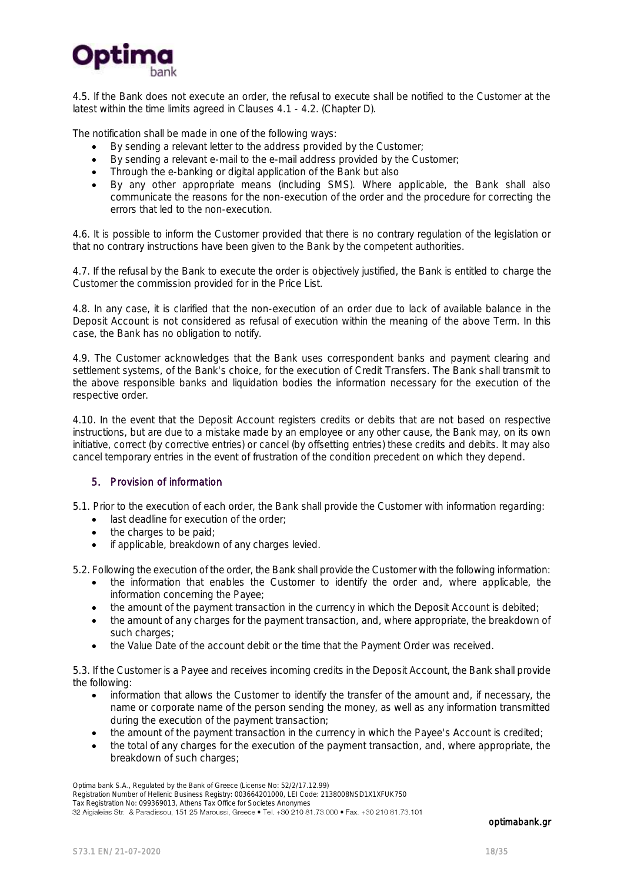4.5. If the Bank does not execute an order, the refusal to execute shall be notified to the Customer at the latest within the time limits agreed in Clauses 4.1 - 4.2. (Chapter D).

The notification shall be made in one of the following ways:

- By sending a relevant letter to the address provided by the Customer;
- By sending a relevant e-mail to the e-mail address provided by the Customer;
- Through the e-banking or digital application of the Bank but also
- By any other appropriate means (including SMS). Where applicable, the Bank shall also communicate the reasons for the non-execution of the order and the procedure for correcting the errors that led to the non-execution.

4.6. It is possible to inform the Customer provided that there is no contrary regulation of the legislation or that no contrary instructions have been given to the Bank by the competent authorities.

4.7. If the refusal by the Bank to execute the order is objectively justified, the Bank is entitled to charge the Customer the commission provided for in the Price List.

4.8. In any case, it is clarified that the non-execution of an order due to lack of available balance in the Deposit Account is not considered as refusal of execution within the meaning of the above Term. In this case, the Bank has no obligation to notify.

4.9. The Customer acknowledges that the Bank uses correspondent banks and payment clearing and settlement systems, of the Bank's choice, for the execution of Credit Transfers. The Bank shall transmit to the above responsible banks and liquidation bodies the information necessary for the execution of the respective order.

4.10. In the event that the Deposit Account registers credits or debits that are not based on respective instructions, but are due to a mistake made by an employee or any other cause, the Bank may, on its own initiative, correct (by corrective entries) or cancel (by offsetting entries) these credits and debits. It may also cancel temporary entries in the event of frustration of the condition precedent on which they depend.

## 5. Provision of information

5.1. Prior to the execution of each order, the Bank shall provide the Customer with information regarding:

- last deadline for execution of the order;
- the charges to be paid;
- if applicable, breakdown of any charges levied.

5.2. Following the execution of the order, the Bank shall provide the Customer with the following information:

- the information that enables the Customer to identify the order and, where applicable, the information concerning the Payee;
- the amount of the payment transaction in the currency in which the Deposit Account is debited;
- the amount of any charges for the payment transaction, and, where appropriate, the breakdown of such charges;
- the Value Date of the account debit or the time that the Payment Order was received.

5.3. If the Customer is a Payee and receives incoming credits in the Deposit Account, the Bank shall provide the following:

- information that allows the Customer to identify the transfer of the amount and, if necessary, the name or corporate name of the person sending the money, as well as any information transmitted during the execution of the payment transaction;
- the amount of the payment transaction in the currency in which the Payee's Account is credited;
- the total of any charges for the execution of the payment transaction, and, where appropriate, the breakdown of such charges;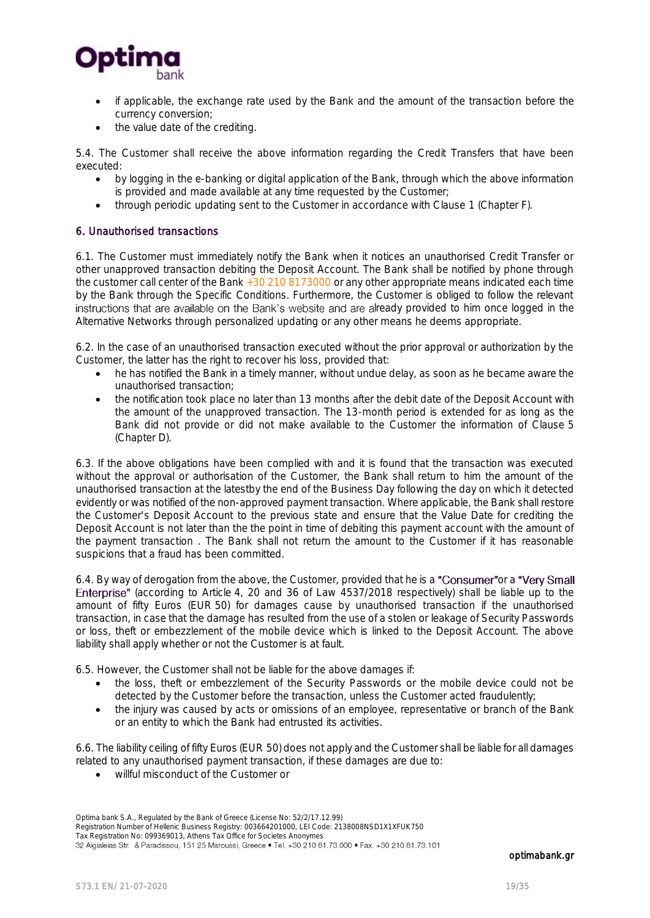- if applicable, the exchange rate used by the Bank and the amount of the transaction before the currency conversion;
- the value date of the crediting.

5.4. The Customer shall receive the above information regarding the Credit Transfers that have been executed:

- by logging in the e-banking or digital application of the Bank, through which the above information is provided and made available at any time requested by the Customer;
- through periodic updating sent to the Customer in accordance with Clause 1 (Chapter F).

## 6. Unauthorised transactions

6.1. The Customer must immediately notify the Bank when it notices an unauthorised Credit Transfer or other unapproved transaction debiting the Deposit Account. The Bank shall be notified by phone through the customer call center of the Bank +30 210 8173000 or any other appropriate means indicated each time by the Bank through the Specific Conditions. Furthermore, the Customer is obliged to follow the relevant instructions that are available on the Bank's website and are already provided to him once logged in the Alternative Networks through personalized updating or any other means he deems appropriate.

6.2. In the case of an unauthorised transaction executed without the prior approval or authorization by the Customer, the latter has the right to recover his loss, provided that:

- he has notified the Bank in a timely manner, without undue delay, as soon as he became aware the unauthorised transaction;
- the notification took place no later than 13 months after the debit date of the Deposit Account with the amount of the unapproved transaction. The 13-month period is extended for as long as the Bank did not provide or did not make available to the Customer the information of Clause 5 (Chapter D).

6.3. If the above obligations have been complied with and it is found that the transaction was executed without the approval or authorisation of the Customer, the Bank shall return to him the amount of the unauthorised transaction at the latestby the end of the Business Day following the day on which it detected evidently or was notified of the non-approved payment transaction. Where applicable, the Bank shall restore the Customer's Deposit Account to the previous state and ensure that the Value Date for crediting the Deposit Account is not later than the the point in time of debiting this payment account with the amount of the payment transaction . The Bank shall not return the amount to the Customer if it has reasonable suspicions that a fraud has been committed.

6.4. By way of derogation from the above, the Customer, provided that he is a "Consumer"or a "Very Small Enterprise" (according to Article 4, 20 and 36 of Law 4537/2018 respectively) shall be liable up to the amount of fifty Euros (EUR 50) for damages cause by unauthorised transaction if the unauthorised transaction, in case that the damage has resulted from the use of a stolen or leakage of Security Passwords or loss, theft or embezzlement of the mobile device which is linked to the Deposit Account. The above liability shall apply whether or not the Customer is at fault.

6.5. However, the Customer shall not be liable for the above damages if:

- the loss, theft or embezzlement of the Security Passwords or the mobile device could not be detected by the Customer before the transaction, unless the Customer acted fraudulently;
- the injury was caused by acts or omissions of an employee, representative or branch of the Bank or an entity to which the Bank had entrusted its activities.

6.6. The liability ceiling of fifty Euros (EUR 50) does not apply and the Customer shall be liable for all damages related to any unauthorised payment transaction, if these damages are due to:

- willful misconduct of the Customer or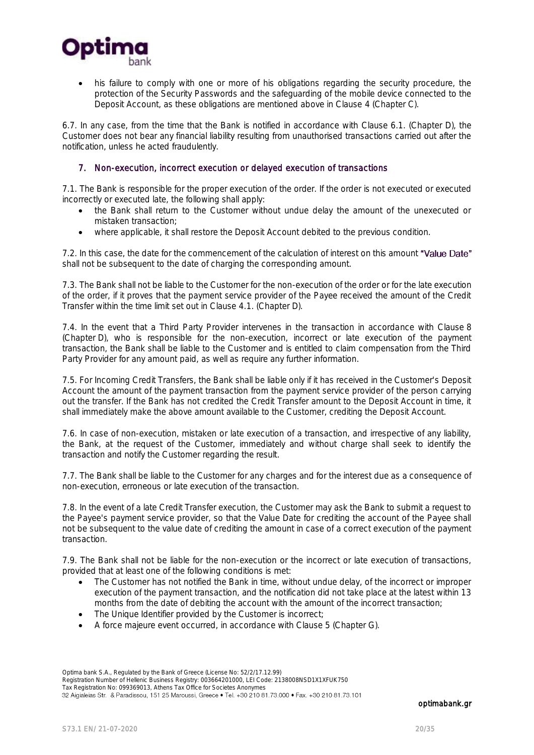- his failure to comply with one or more of his obligations regarding the security procedure, the protection of the Security Passwords and the safeguarding of the mobile device connected to the Deposit Account, as these obligations are mentioned above in Clause 4 (Chapter C).

6.7. In any case, from the time that the Bank is notified in accordance with Clause 6.1. (Chapter D), the Customer does not bear any financial liability resulting from unauthorised transactions carried out after the notification, unless he acted fraudulently.

## 7. Non-execution, incorrect execution or delayed execution of transactions

7.1. The Bank is responsible for the proper execution of the order. If the order is not executed or executed incorrectly or executed late, the following shall apply:

- the Bank shall return to the Customer without undue delay the amount of the unexecuted or mistaken transaction;
- where applicable, it shall restore the Deposit Account debited to the previous condition.

7.2. In this case, the date for the commencement of the calculation of interest on this amount "Value Date" shall not be subsequent to the date of charging the corresponding amount.

7.3. The Bank shall not be liable to the Customer for the non-execution of the order or for the late execution of the order, if it proves that the payment service provider of the Payee received the amount of the Credit Transfer within the time limit set out in Clause 4.1. (Chapter D).

7.4. In the event that a Third Party Provider intervenes in the transaction in accordance with Clause 8 (Chapter D), who is responsible for the non-execution, incorrect or late execution of the payment transaction, the Bank shall be liable to the Customer and is entitled to claim compensation from the Third Party Provider for any amount paid, as well as require any further information.

7.5. For Incoming Credit Transfers, the Bank shall be liable only if it has received in the Customer's Deposit Account the amount of the payment transaction from the payment service provider of the person carrying out the transfer. If the Bank has not credited the Credit Transfer amount to the Deposit Account in time, it shall immediately make the above amount available to the Customer, crediting the Deposit Account.

7.6. In case of non-execution, mistaken or late execution of a transaction, and irrespective of any liability, the Bank, at the request of the Customer, immediately and without charge shall seek to identify the transaction and notify the Customer regarding the result.

7.7. The Bank shall be liable to the Customer for any charges and for the interest due as a consequence of non-execution, erroneous or late execution of the transaction.

7.8. In the event of a late Credit Transfer execution, the Customer may ask the Bank to submit a request to the Payee's payment service provider, so that the Value Date for crediting the account of the Payee shall not be subsequent to the value date of crediting the amount in case of a correct execution of the payment transaction.

7.9. The Bank shall not be liable for the non-execution or the incorrect or late execution of transactions, provided that at least one of the following conditions is met:

- The Customer has not notified the Bank in time, without undue delay, of the incorrect or improper execution of the payment transaction, and the notification did not take place at the latest within 13 months from the date of debiting the account with the amount of the incorrect transaction;
- The Unique Identifier provided by the Customer is incorrect;
- A force majeure event occurred, in accordance with Clause 5 (Chapter G).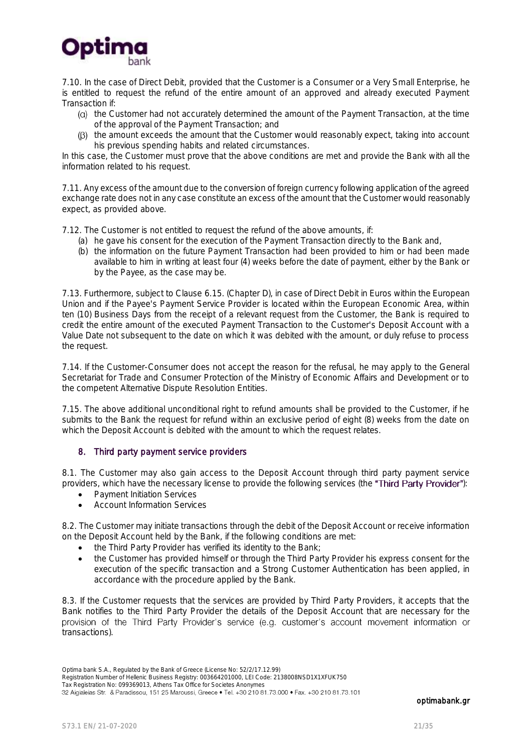7.10. In the case of Direct Debit, provided that the Customer is a Consumer or a Very Small Enterprise, he is entitled to request the refund of the entire amount of an approved and already executed Payment Transaction if:

(α) the Customer had not accurately determined the amount of the Payment Transaction, at the time of the approval of the Payment Transaction; and

(β) the amount exceeds the amount that the Customer would reasonably expect, taking into account his previous spending habits and related circumstances.

In this case, the Customer must prove that the above conditions are met and provide the Bank with all the information related to his request.

7.11. Any excess of the amount due to the conversion of foreign currency following application of the agreed exchange rate does not in any case constitute an excess of the amount that the Customer would reasonably expect, as provided above.

7.12. The Customer is not entitled to request the refund of the above amounts, if:

(a) he gave his consent for the execution of the Payment Transaction directly to the Bank and,

(b) the information on the future Payment Transaction had been provided to him or had been made available to him in writing at least four (4) weeks before the date of payment, either by the Bank or by the Payee, as the case may be.

7.13. Furthermore, subject to Clause 6.15. (Chapter D), in case of Direct Debit in Euros within the European Union and if the Payee's Payment Service Provider is located within the European Economic Area, within ten (10) Business Days from the receipt of a relevant request from the Customer, the Bank is required to credit the entire amount of the executed Payment Transaction to the Customer's Deposit Account with a Value Date not subsequent to the date on which it was debited with the amount, or duly refuse to process the request.

7.14. If the Customer-Consumer does not accept the reason for the refusal, he may apply to the General Secretariat for Trade and Consumer Protection of the Ministry of Economic Affairs and Development or to the competent Alternative Dispute Resolution Entities.

7.15. The above additional unconditional right to refund amounts shall be provided to the Customer, if he submits to the Bank the request for refund within an exclusive period of eight (8) weeks from the date on which the Deposit Account is debited with the amount to which the request relates.

## 8. Third party payment service providers

8.1. The Customer may also gain access to the Deposit Account through third party payment service providers, which have the necessary license to provide the following services (the "Third Party Provider"):

- Payment Initiation Services
- Account Information Services

8.2. The Customer may initiate transactions through the debit of the Deposit Account or receive information on the Deposit Account held by the Bank, if the following conditions are met:

- the Third Party Provider has verified its identity to the Bank;
- the Customer has provided himself or through the Third Party Provider his express consent for the execution of the specific transaction and a Strong Customer Authentication has been applied, in accordance with the procedure applied by the Bank.

8.3. If the Customer requests that the services are provided by Third Party Providers, it accepts that the Bank notifies to the Third Party Provider the details of the Deposit Account that are necessary for the provision of the Third Party Provider's service (e.g. customer's account movement information or transactions).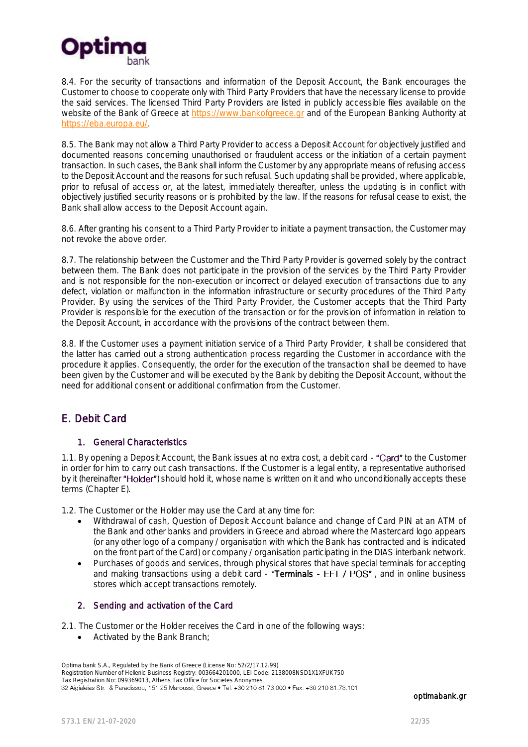8.4. For the security of transactions and information of the Deposit Account, the Bank encourages the Customer to choose to cooperate only with Third Party Providers that have the necessary license to provide the said services. The licensed Third Party Providers are listed in publicly accessible files available on the website of the Bank of Greece at https://www.bankofgreece.gr and of the European Banking Authority at https://eba.europa.eu/.

8.5. The Bank may not allow a Third Party Provider to access a Deposit Account for objectively justified and documented reasons concerning unauthorised or fraudulent access or the initiation of a certain payment transaction. In such cases, the Bank shall inform the Customer by any appropriate means of refusing access to the Deposit Account and the reasons for such refusal. Such updating shall be provided, where applicable, prior to refusal of access or, at the latest, immediately thereafter, unless the updating is in conflict with objectively justified security reasons or is prohibited by the law. If the reasons for refusal cease to exist, the Bank shall allow access to the Deposit Account again.

8.6. After granting his consent to a Third Party Provider to initiate a payment transaction, the Customer may not revoke the above order.

8.7. The relationship between the Customer and the Third Party Provider is governed solely by the contract between them. The Bank does not participate in the provision of the services by the Third Party Provider and is not responsible for the non-execution or incorrect or delayed execution of transactions due to any defect, violation or malfunction in the information infrastructure or security procedures of the Third Party Provider. By using the services of the Third Party Provider, the Customer accepts that the Third Party Provider is responsible for the execution of the transaction or for the provision of information in relation to the Deposit Account, in accordance with the provisions of the contract between them.

8.8. If the Customer uses a payment initiation service of a Third Party Provider, it shall be considered that the latter has carried out a strong authentication process regarding the Customer in accordance with the procedure it applies. Consequently, the order for the execution of the transaction shall be deemed to have been given by the Customer and will be executed by the Bank by debiting the Deposit Account, without the need for additional consent or additional confirmation from the Customer.

## E. Debit Card

### 1. General Characteristics

1.1. By opening a Deposit Account, the Bank issues at no extra cost, a debit card - "Card" to the Customer in order for him to carry out cash transactions. If the Customer is a legal entity, a representative authorised by it (hereinafter "Holder") should hold it, whose name is written on it and who unconditionally accepts these terms (Chapter E).

1.2. The Customer or the Holder may use the Card at any time for:

- Withdrawal of cash, Question of Deposit Account balance and change of Card PIN at an ATM of the Bank and other banks and providers in Greece and abroad where the Mastercard logo appears (or any other logo of a company / organisation with which the Bank has contracted and is indicated on the front part of the Card) or company / organisation participating in the DIAS interbank network.
- Purchases of goods and services, through physical stores that have special terminals for accepting and making transactions using a debit card - "Terminals - EFT / POS" , and in online business stores which accept transactions remotely.

### 2. Sending and activation of the Card

2.1. The Customer or the Holder receives the Card in one of the following ways:

- Activated by the Bank Branch;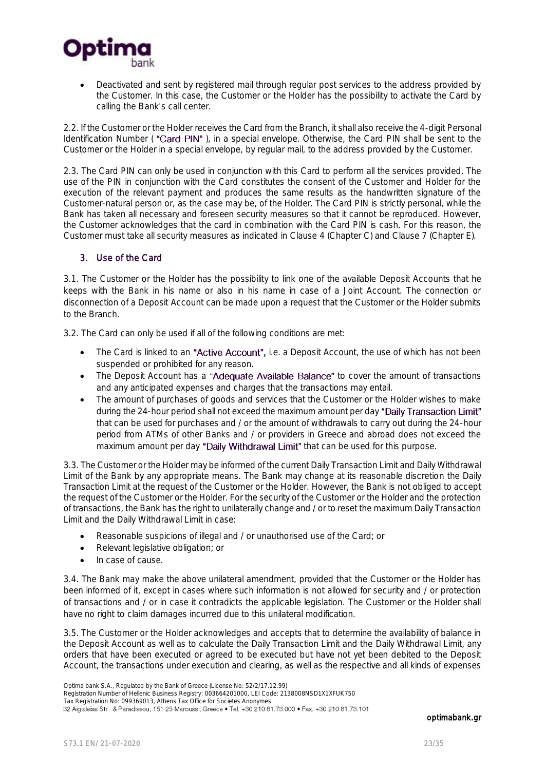- Deactivated and sent by registered mail through regular post services to the address provided by the Customer. In this case, the Customer or the Holder has the possibility to activate the Card by calling the Bank's call center.

2.2. If the Customer or the Holder receives the Card from the Branch, it shall also receive the 4-digit Personal Identification Number ( "Card PIN" ), in a special envelope. Otherwise, the Card PIN shall be sent to the Customer or the Holder in a special envelope, by regular mail, to the address provided by the Customer.

2.3. The Card PIN can only be used in conjunction with this Card to perform all the services provided. The use of the PIN in conjunction with the Card constitutes the consent of the Customer and Holder for the execution of the relevant payment and produces the same results as the handwritten signature of the Customer-natural person or, as the case may be, of the Holder. The Card PIN is strictly personal, while the Bank has taken all necessary and foreseen security measures so that it cannot be reproduced. However, the Customer acknowledges that the card in combination with the Card PIN is cash. For this reason, the Customer must take all security measures as indicated in Clause 4 (Chapter C) and Clause 7 (Chapter E).

### 3. Use of the Card

3.1. The Customer or the Holder has the possibility to link one of the available Deposit Accounts that he keeps with the Bank in his name or also in his name in case of a Joint Account. The connection or disconnection of a Deposit Account can be made upon a request that the Customer or the Holder submits to the Branch.

3.2. The Card can only be used if all of the following conditions are met:

- The Card is linked to an "Active Account", i.e. a Deposit Account, the use of which has not been suspended or prohibited for any reason.
- The Deposit Account has a "Adequate Available Balance" to cover the amount of transactions and any anticipated expenses and charges that the transactions may entail.
- The amount of purchases of goods and services that the Customer or the Holder wishes to make during the 24-hour period shall not exceed the maximum amount per day "Daily Transaction Limit" that can be used for purchases and / or the amount of withdrawals to carry out during the 24-hour period from ATMs of other Banks and / or providers in Greece and abroad does not exceed the maximum amount per day "Daily Withdrawal Limit" that can be used for this purpose.

3.3. The Customer or the Holder may be informed of the current Daily Transaction Limit and Daily Withdrawal Limit of the Bank by any appropriate means. The Bank may change at its reasonable discretion the Daily Transaction Limit at the request of the Customer or the Holder. However, the Bank is not obliged to accept the request of the Customer or the Holder. For the security of the Customer or the Holder and the protection of transactions, the Bank has the right to unilaterally change and / or to reset the maximum Daily Transaction Limit and the Daily Withdrawal Limit in case:

- Reasonable suspicions of illegal and / or unauthorised use of the Card; or
- Relevant legislative obligation; or
- In case of cause.

3.4. The Bank may make the above unilateral amendment, provided that the Customer or the Holder has been informed of it, except in cases where such information is not allowed for security and / or protection of transactions and / or in case it contradicts the applicable legislation. The Customer or the Holder shall have no right to claim damages incurred due to this unilateral modification.

3.5. The Customer or the Holder acknowledges and accepts that to determine the availability of balance in the Deposit Account as well as to calculate the Daily Transaction Limit and the Daily Withdrawal Limit, any orders that have been executed or agreed to be executed but have not yet been debited to the Deposit Account, the transactions under execution and clearing, as well as the respective and all kinds of expenses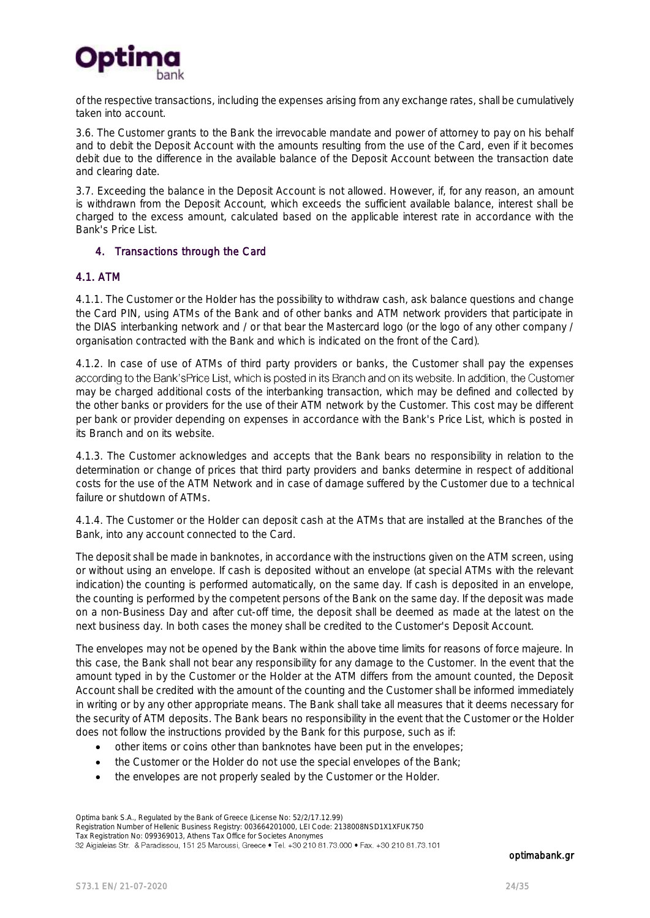of the respective transactions, including the expenses arising from any exchange rates, shall be cumulatively taken into account.

3.6. The Customer grants to the Bank the irrevocable mandate and power of attorney to pay on his behalf and to debit the Deposit Account with the amounts resulting from the use of the Card, even if it becomes debit due to the difference in the available balance of the Deposit Account between the transaction date and clearing date.

3.7. Exceeding the balance in the Deposit Account is not allowed. However, if, for any reason, an amount is withdrawn from the Deposit Account, which exceeds the sufficient available balance, interest shall be charged to the excess amount, calculated based on the applicable interest rate in accordance with the Bank's Price List.

## 4. Transactions through the Card

### 4.1. ATM

4.1.1. The Customer or the Holder has the possibility to withdraw cash, ask balance questions and change the Card PIN, using ATMs of the Bank and of other banks and ATM network providers that participate in the DIAS interbanking network and / or that bear the Mastercard logo (or the logo of any other company / organisation contracted with the Bank and which is indicated on the front of the Card).

4.1.2. In case of use of ATMs of third party providers or banks, the Customer shall pay the expenses according to the Bank'sPrice List, which is posted in its Branch and on its website. In addition, the Customer may be charged additional costs of the interbanking transaction, which may be defined and collected by the other banks or providers for the use of their ATM network by the Customer. This cost may be different per bank or provider depending on expenses in accordance with the Bank's Price List, which is posted in its Branch and on its website.

4.1.3. The Customer acknowledges and accepts that the Bank bears no responsibility in relation to the determination or change of prices that third party providers and banks determine in respect of additional costs for the use of the ATM Network and in case of damage suffered by the Customer due to a technical failure or shutdown of ATMs.

4.1.4. The Customer or the Holder can deposit cash at the ATMs that are installed at the Branches of the Bank, into any account connected to the Card.

The deposit shall be made in banknotes, in accordance with the instructions given on the ATM screen, using or without using an envelope. If cash is deposited without an envelope (at special ATMs with the relevant indication) the counting is performed automatically, on the same day. If cash is deposited in an envelope, the counting is performed by the competent persons of the Bank on the same day. If the deposit was made on a non-Business Day and after cut-off time, the deposit shall be deemed as made at the latest on the next business day. In both cases the money shall be credited to the Customer's Deposit Account.

The envelopes may not be opened by the Bank within the above time limits for reasons of force majeure. In this case, the Bank shall not bear any responsibility for any damage to the Customer. In the event that the amount typed in by the Customer or the Holder at the ATM differs from the amount counted, the Deposit Account shall be credited with the amount of the counting and the Customer shall be informed immediately in writing or by any other appropriate means. The Bank shall take all measures that it deems necessary for the security of ATM deposits. The Bank bears no responsibility in the event that the Customer or the Holder does not follow the instructions provided by the Bank for this purpose, such as if:

- other items or coins other than banknotes have been put in the envelopes;
- the Customer or the Holder do not use the special envelopes of the Bank;
- the envelopes are not properly sealed by the Customer or the Holder.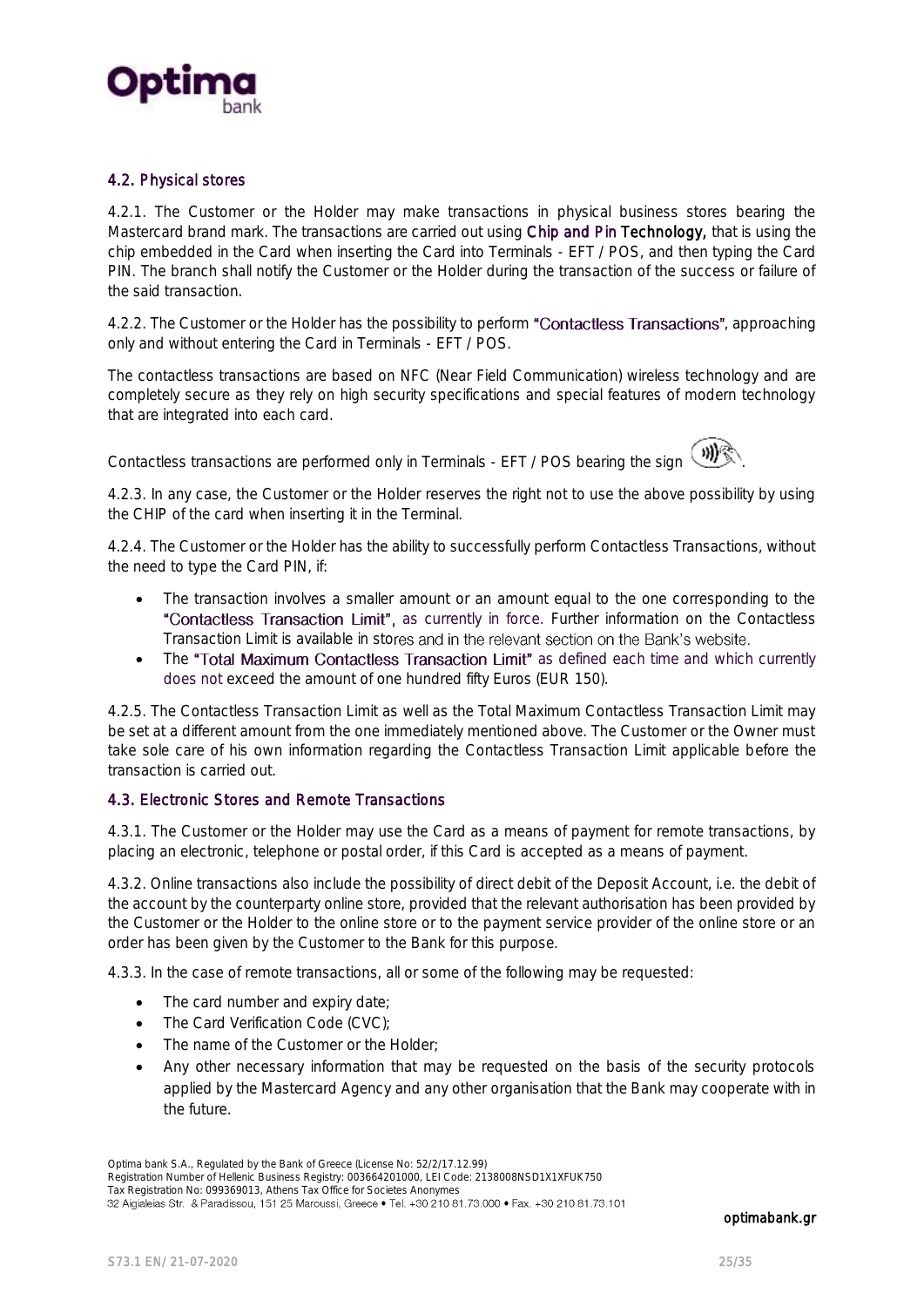### 4.2. Physical stores

4.2.1. The Customer or the Holder may make transactions in physical business stores bearing the Mastercard brand mark. The transactions are carried out using **Chip and Pin Technology,** that is using the chip embedded in the Card when inserting the Card into Terminals - EFT / POS, and then typing the Card PIN. The branch shall notify the Customer or the Holder during the transaction of the success or failure of the said transaction.

4.2.2. The Customer or the Holder has the possibility to perform "Contactless Transactions", approaching only and without entering the Card in Terminals - EFT / POS.

The contactless transactions are based on NFC (Near Field Communication) wireless technology and are completely secure as they rely on high security specifications and special features of modern technology that are integrated into each card.

Contactless transactions are performed only in Terminals - EFT / POS bearing the sign .

4.2.3. In any case, the Customer or the Holder reserves the right not to use the above possibility by using the CHIP of the card when inserting it in the Terminal.

4.2.4. The Customer or the Holder has the ability to successfully perform Contactless Transactions, without the need to type the Card PIN, if:

- The transaction involves a smaller amount or an amount equal to the one corresponding to the "Contactless Transaction Limit", as currently in force. Further information on the Contactless Transaction Limit is available in stores and in the relevant section on the Bank's website.
- The "Total Maximum Contactless Transaction Limit" as defined each time and which currently does not exceed the amount of one hundred fifty Euros (EUR 150).

4.2.5. The Contactless Transaction Limit as well as the Total Maximum Contactless Transaction Limit may be set at a different amount from the one immediately mentioned above. The Customer or the Owner must take sole care of his own information regarding the Contactless Transaction Limit applicable before the transaction is carried out.

### 4.3. Electronic Stores and Remote Transactions

4.3.1. The Customer or the Holder may use the Card as a means of payment for remote transactions, by placing an electronic, telephone or postal order, if this Card is accepted as a means of payment.

4.3.2. Online transactions also include the possibility of direct debit of the Deposit Account, i.e. the debit of the account by the counterparty online store, provided that the relevant authorisation has been provided by the Customer or the Holder to the online store or to the payment service provider of the online store or an order has been given by the Customer to the Bank for this purpose.

4.3.3. In the case of remote transactions, all or some of the following may be requested:

- The card number and expiry date;
- The Card Verification Code (CVC);
- The name of the Customer or the Holder;
- Any other necessary information that may be requested on the basis of the security protocols applied by the Mastercard Agency and any other organisation that the Bank may cooperate with in the future.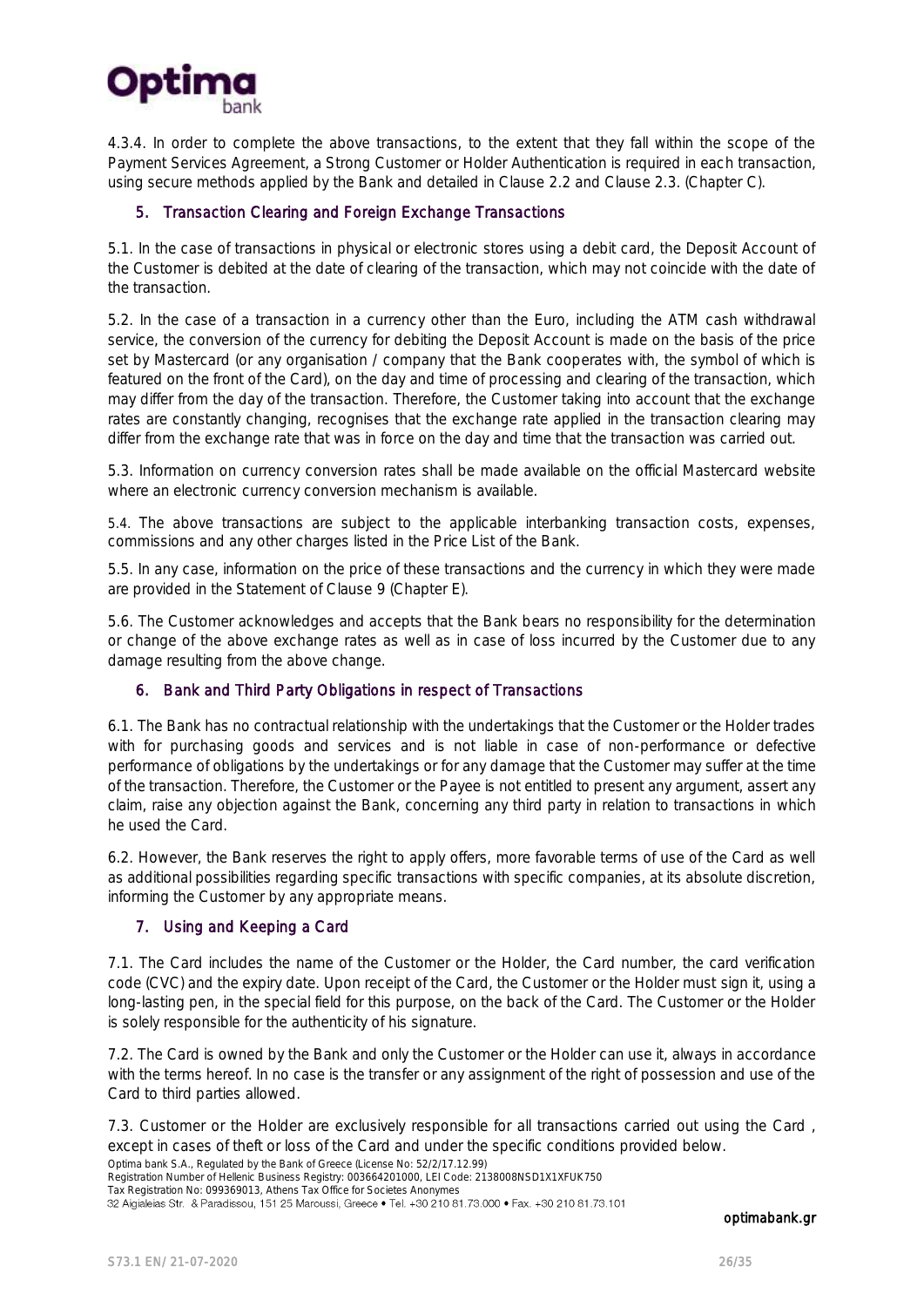4.3.4. In order to complete the above transactions, to the extent that they fall within the scope of the Payment Services Agreement, a Strong Customer or Holder Authentication is required in each transaction, using secure methods applied by the Bank and detailed in Clause 2.2 and Clause 2.3. (Chapter C).

## 5. Transaction Clearing and Foreign Exchange Transactions

5.1. In the case of transactions in physical or electronic stores using a debit card, the Deposit Account of the Customer is debited at the date of clearing of the transaction, which may not coincide with the date of the transaction.

5.2. In the case of a transaction in a currency other than the Euro, including the ATM cash withdrawal service, the conversion of the currency for debiting the Deposit Account is made on the basis of the price set by Mastercard (or any organisation / company that the Bank cooperates with, the symbol of which is featured on the front of the Card), on the day and time of processing and clearing of the transaction, which may differ from the day of the transaction. Therefore, the Customer taking into account that the exchange rates are constantly changing, recognises that the exchange rate applied in the transaction clearing may differ from the exchange rate that was in force on the day and time that the transaction was carried out.

5.3. Information on currency conversion rates shall be made available on the official Mastercard website where an electronic currency conversion mechanism is available.

5.4. The above transactions are subject to the applicable interbanking transaction costs, expenses, commissions and any other charges listed in the Price List of the Bank.

5.5. In any case, information on the price of these transactions and the currency in which they were made are provided in the Statement of Clause 9 (Chapter E).

5.6. The Customer acknowledges and accepts that the Bank bears no responsibility for the determination or change of the above exchange rates as well as in case of loss incurred by the Customer due to any damage resulting from the above change.

## 6. Bank and Third Party Obligations in respect of Transactions

6.1. The Bank has no contractual relationship with the undertakings that the Customer or the Holder trades with for purchasing goods and services and is not liable in case of non-performance or defective performance of obligations by the undertakings or for any damage that the Customer may suffer at the time of the transaction. Therefore, the Customer or the Payee is not entitled to present any argument, assert any claim, raise any objection against the Bank, concerning any third party in relation to transactions in which he used the Card.

6.2. However, the Bank reserves the right to apply offers, more favorable terms of use of the Card as well as additional possibilities regarding specific transactions with specific companies, at its absolute discretion, informing the Customer by any appropriate means.

## 7. Using and Keeping a Card

7.1. The Card includes the name of the Customer or the Holder, the Card number, the card verification code (CVC) and the expiry date. Upon receipt of the Card, the Customer or the Holder must sign it, using a long-lasting pen, in the special field for this purpose, on the back of the Card. The Customer or the Holder is solely responsible for the authenticity of his signature.

7.2. The Card is owned by the Bank and only the Customer or the Holder can use it, always in accordance with the terms hereof. In no case is the transfer or any assignment of the right of possession and use of the Card to third parties allowed.

7.3. Customer or the Holder are exclusively responsible for all transactions carried out using the Card , except in cases of theft or loss of the Card and under the specific conditions provided below.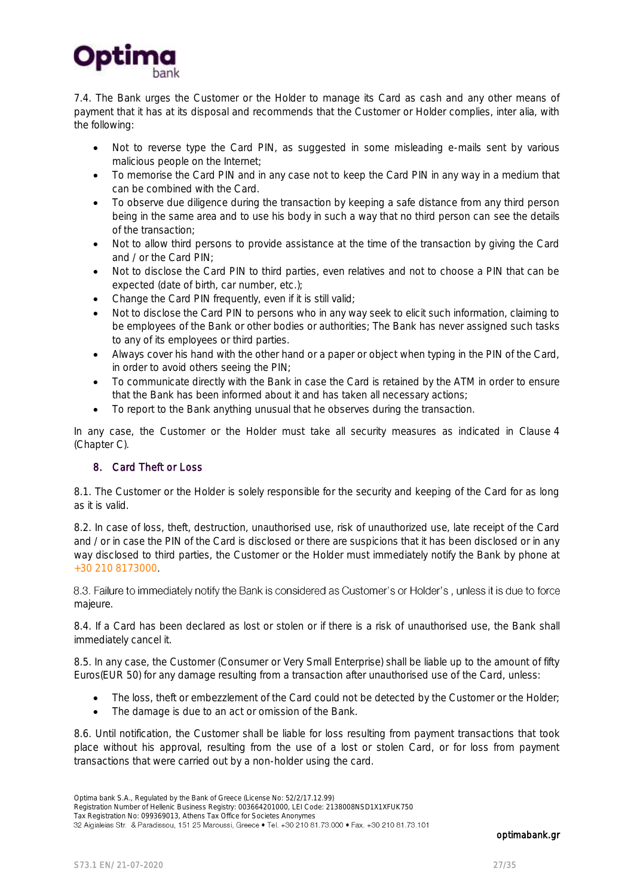7.4. The Bank urges the Customer or the Holder to manage its Card as cash and any other means of payment that it has at its disposal and recommends that the Customer or Holder complies, inter alia, with the following:

- Not to reverse type the Card PIN, as suggested in some misleading e-mails sent by various malicious people on the Internet;
- To memorise the Card PIN and in any case not to keep the Card PIN in any way in a medium that can be combined with the Card.
- To observe due diligence during the transaction by keeping a safe distance from any third person being in the same area and to use his body in such a way that no third person can see the details of the transaction;
- Not to allow third persons to provide assistance at the time of the transaction by giving the Card and / or the Card PIN;
- Not to disclose the Card PIN to third parties, even relatives and not to choose a PIN that can be expected (date of birth, car number, etc.);
- Change the Card PIN frequently, even if it is still valid;
- Not to disclose the Card PIN to persons who in any way seek to elicit such information, claiming to be employees of the Bank or other bodies or authorities; The Bank has never assigned such tasks to any of its employees or third parties.
- Always cover his hand with the other hand or a paper or object when typing in the PIN of the Card, in order to avoid others seeing the PIN;
- To communicate directly with the Bank in case the Card is retained by the ATM in order to ensure that the Bank has been informed about it and has taken all necessary actions;
- To report to the Bank anything unusual that he observes during the transaction.

In any case, the Customer or the Holder must take all security measures as indicated in Clause 4 (Chapter C).

## 8. Card Theft or Loss

8.1. The Customer or the Holder is solely responsible for the security and keeping of the Card for as long as it is valid.

8.2. In case of loss, theft, destruction, unauthorised use, risk of unauthorized use, late receipt of the Card and / or in case the PIN of the Card is disclosed or there are suspicions that it has been disclosed or in any way disclosed to third parties, the Customer or the Holder must immediately notify the Bank by phone at +30 210 8173000.

8.3. Failure to immediately notify the Bank is considered as Customer's or Holder's , unless it is due to force majeure.

8.4. If a Card has been declared as lost or stolen or if there is a risk of unauthorised use, the Bank shall immediately cancel it.

8.5. In any case, the Customer (Consumer or Very Small Enterprise) shall be liable up to the amount of fifty Euros(EUR 50) for any damage resulting from a transaction after unauthorised use of the Card, unless:

- The loss, theft or embezzlement of the Card could not be detected by the Customer or the Holder;
- The damage is due to an act or omission of the Bank.

8.6. Until notification, the Customer shall be liable for loss resulting from payment transactions that took place without his approval, resulting from the use of a lost or stolen Card, or for loss from payment transactions that were carried out by a non-holder using the card.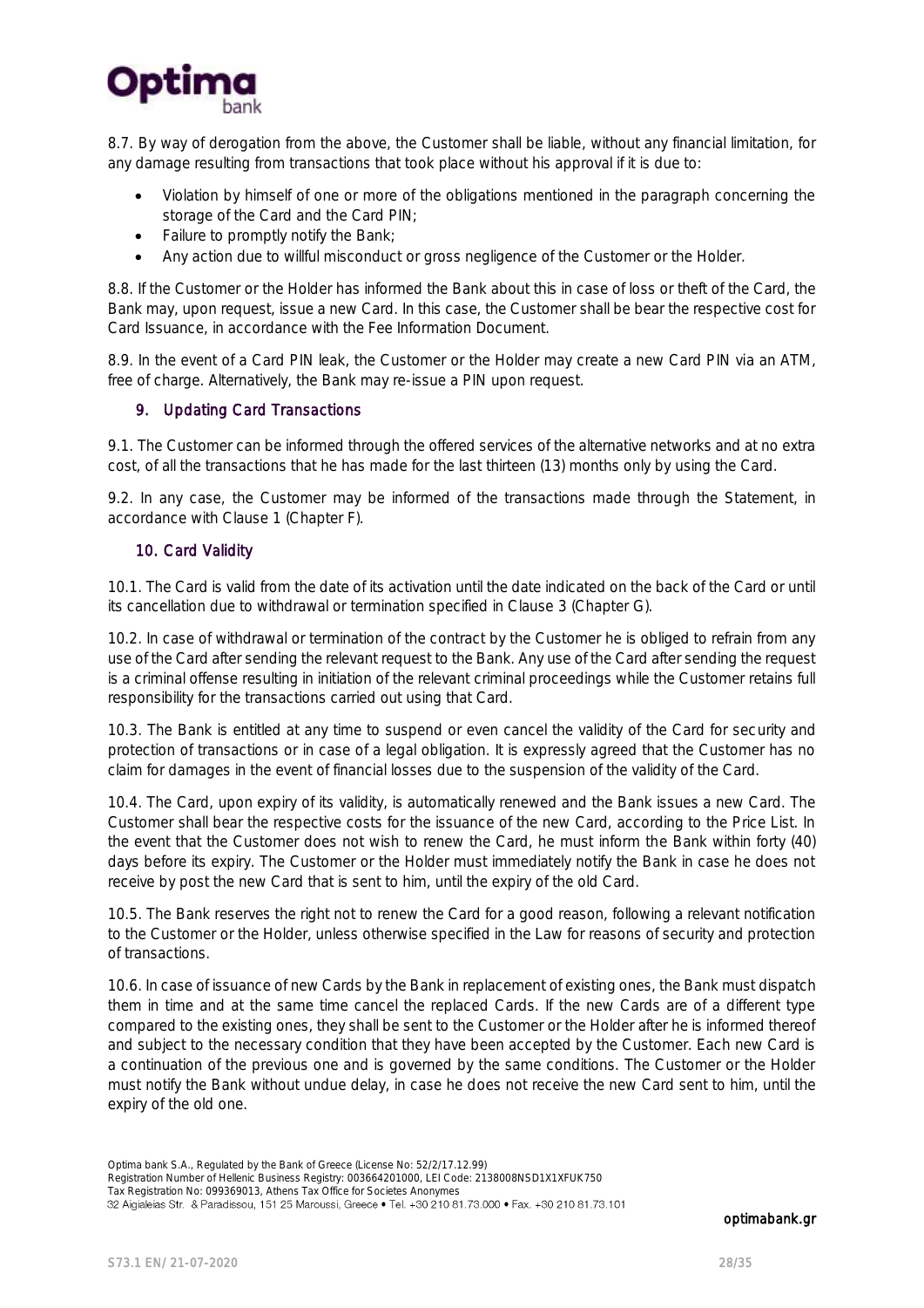8.7. By way of derogation from the above, the Customer shall be liable, without any financial limitation, for any damage resulting from transactions that took place without his approval if it is due to:

- Violation by himself of one or more of the obligations mentioned in the paragraph concerning the storage of the Card and the Card PIN;
- Failure to promptly notify the Bank;
- Any action due to willful misconduct or gross negligence of the Customer or the Holder.

8.8. If the Customer or the Holder has informed the Bank about this in case of loss or theft of the Card, the Bank may, upon request, issue a new Card. In this case, the Customer shall be bear the respective cost for Card Issuance, in accordance with the Fee Information Document.

8.9. In the event of a Card PIN leak, the Customer or the Holder may create a new Card PIN via an ATM, free of charge. Alternatively, the Bank may re-issue a PIN upon request.

## 9. Updating Card Transactions

9.1. The Customer can be informed through the offered services of the alternative networks and at no extra cost, of all the transactions that he has made for the last thirteen (13) months only by using the Card.

9.2. In any case, the Customer may be informed of the transactions made through the Statement, in accordance with Clause 1 (Chapter F).

## 10. Card Validity

10.1. The Card is valid from the date of its activation until the date indicated on the back of the Card or until its cancellation due to withdrawal or termination specified in Clause 3 (Chapter G).

10.2. In case of withdrawal or termination of the contract by the Customer he is obliged to refrain from any use of the Card after sending the relevant request to the Bank. Any use of the Card after sending the request is a criminal offense resulting in initiation of the relevant criminal proceedings while the Customer retains full responsibility for the transactions carried out using that Card.

10.3. The Bank is entitled at any time to suspend or even cancel the validity of the Card for security and protection of transactions or in case of a legal obligation. It is expressly agreed that the Customer has no claim for damages in the event of financial losses due to the suspension of the validity of the Card.

10.4. The Card, upon expiry of its validity, is automatically renewed and the Bank issues a new Card. The Customer shall bear the respective costs for the issuance of the new Card, according to the Price List. In the event that the Customer does not wish to renew the Card, he must inform the Bank within forty (40) days before its expiry. The Customer or the Holder must immediately notify the Bank in case he does not receive by post the new Card that is sent to him, until the expiry of the old Card.

10.5. The Bank reserves the right not to renew the Card for a good reason, following a relevant notification to the Customer or the Holder, unless otherwise specified in the Law for reasons of security and protection of transactions.

10.6. In case of issuance of new Cards by the Bank in replacement of existing ones, the Bank must dispatch them in time and at the same time cancel the replaced Cards. If the new Cards are of a different type compared to the existing ones, they shall be sent to the Customer or the Holder after he is informed thereof and subject to the necessary condition that they have been accepted by the Customer. Each new Card is a continuation of the previous one and is governed by the same conditions. The Customer or the Holder must notify the Bank without undue delay, in case he does not receive the new Card sent to him, until the expiry of the old one.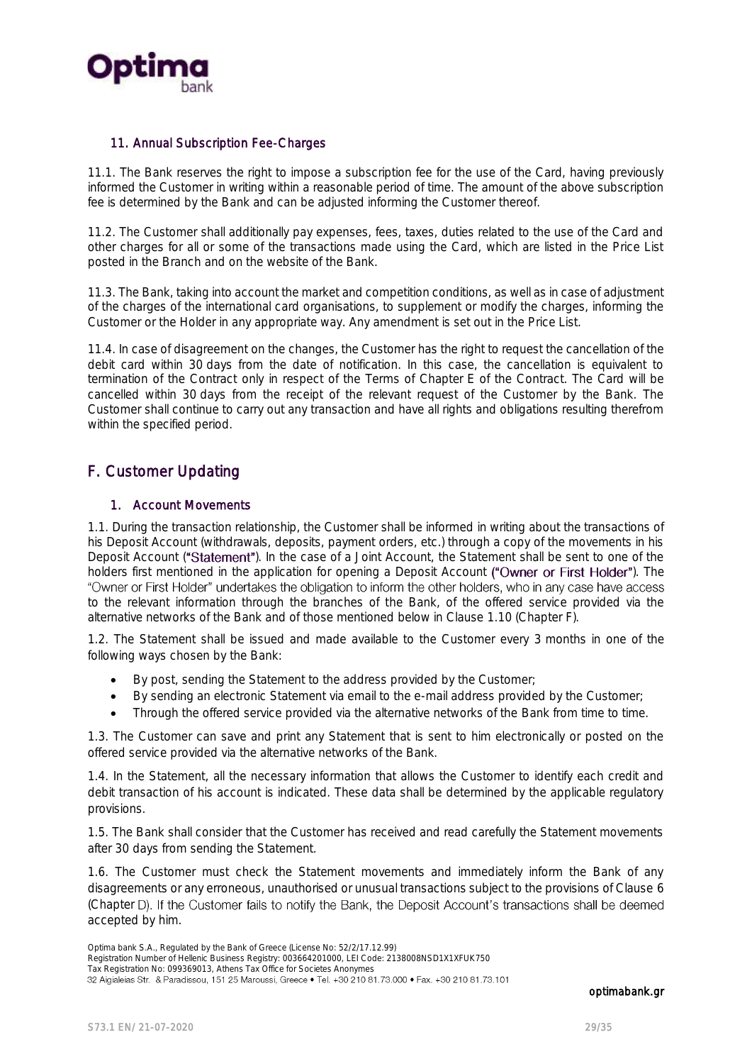### 11. Annual Subscription Fee-Charges

11.1. The Bank reserves the right to impose a subscription fee for the use of the Card, having previously informed the Customer in writing within a reasonable period of time. The amount of the above subscription fee is determined by the Bank and can be adjusted informing the Customer thereof.

11.2. The Customer shall additionally pay expenses, fees, taxes, duties related to the use of the Card and other charges for all or some of the transactions made using the Card, which are listed in the Price List posted in the Branch and on the website of the Bank.

11.3. The Bank, taking into account the market and competition conditions, as well as in case of adjustment of the charges of the international card organisations, to supplement or modify the charges, informing the Customer or the Holder in any appropriate way. Any amendment is set out in the Price List.

11.4. In case of disagreement on the changes, the Customer has the right to request the cancellation of the debit card within 30 days from the date of notification. In this case, the cancellation is equivalent to termination of the Contract only in respect of the Terms of Chapter E of the Contract. The Card will be cancelled within 30 days from the receipt of the relevant request of the Customer by the Bank. The Customer shall continue to carry out any transaction and have all rights and obligations resulting therefrom within the specified period.

## F. Customer Updating

### 1. Account Movements

1.1. During the transaction relationship, the Customer shall be informed in writing about the transactions of his Deposit Account (withdrawals, deposits, payment orders, etc.) through a copy of the movements in his Deposit Account ("Statement"). In the case of a Joint Account, the Statement shall be sent to one of the holders first mentioned in the application for opening a Deposit Account ("Owner or First Holder"). The "Owner or First Holder" undertakes the obligation to inform the other holders, who in any case have access to the relevant information through the branches of the Bank, of the offered service provided via the alternative networks of the Bank and of those mentioned below in Clause 1.10 (Chapter F).

1.2. The Statement shall be issued and made available to the Customer every 3 months in one of the following ways chosen by the Bank:

- By post, sending the Statement to the address provided by the Customer;
- By sending an electronic Statement via email to the e-mail address provided by the Customer;
- Through the offered service provided via the alternative networks of the Bank from time to time.

1.3. The Customer can save and print any Statement that is sent to him electronically or posted on the offered service provided via the alternative networks of the Bank.

1.4. In the Statement, all the necessary information that allows the Customer to identify each credit and debit transaction of his account is indicated. These data shall be determined by the applicable regulatory provisions.

1.5. The Bank shall consider that the Customer has received and read carefully the Statement movements after 30 days from sending the Statement.

1.6. The Customer must check the Statement movements and immediately inform the Bank of any disagreements or any erroneous, unauthorised or unusual transactions subject to the provisions of Clause 6 (Chapter D). If the Customer fails to notify the Bank, the Deposit Account's transactions shall be deemed accepted by him.

Optima bank S.A., Regulated by the Bank of Greece (License No: 52/2/17.12.99)
Registration Number of Hellenic Business Registry: 003664201000, LEI Code: 2138008NSD1X1XFUK750
Tax Registration No: 099369013, Athens Tax Office for Societes Anonymes
32 Aigialeias Str. & Paradissou, 151 25 Maroussi, Greece • Tel. +30 210 81.73.000 • Fax. +30 210 81.73.101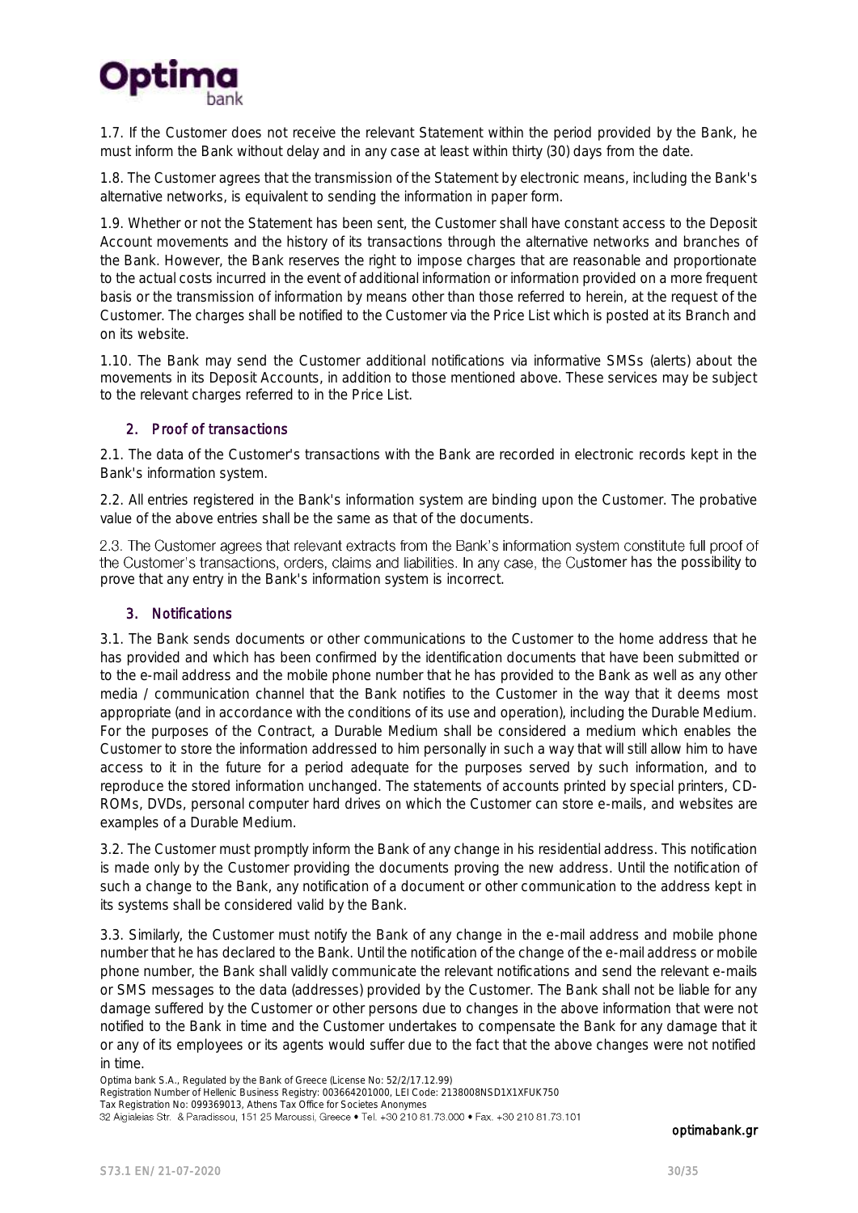1.7. If the Customer does not receive the relevant Statement within the period provided by the Bank, he must inform the Bank without delay and in any case at least within thirty (30) days from the date.

1.8. The Customer agrees that the transmission of the Statement by electronic means, including the Bank's alternative networks, is equivalent to sending the information in paper form.

1.9. Whether or not the Statement has been sent, the Customer shall have constant access to the Deposit Account movements and the history of its transactions through the alternative networks and branches of the Bank. However, the Bank reserves the right to impose charges that are reasonable and proportionate to the actual costs incurred in the event of additional information or information provided on a more frequent basis or the transmission of information by means other than those referred to herein, at the request of the Customer. The charges shall be notified to the Customer via the Price List which is posted at its Branch and on its website.

1.10. The Bank may send the Customer additional notifications via informative SMSs (alerts) about the movements in its Deposit Accounts, in addition to those mentioned above. These services may be subject to the relevant charges referred to in the Price List.

## 2. Proof of transactions

2.1. The data of the Customer's transactions with the Bank are recorded in electronic records kept in the Bank's information system.

2.2. All entries registered in the Bank's information system are binding upon the Customer. The probative value of the above entries shall be the same as that of the documents.

2.3. The Customer agrees that relevant extracts from the Bank's information system constitute full proof of the Customer's transactions, orders, claims and liabilities. In any case, the Customer has the possibility to prove that any entry in the Bank's information system is incorrect.

## 3. Notifications

3.1. The Bank sends documents or other communications to the Customer to the home address that he has provided and which has been confirmed by the identification documents that have been submitted or to the e-mail address and the mobile phone number that he has provided to the Bank as well as any other media / communication channel that the Bank notifies to the Customer in the way that it deems most appropriate (and in accordance with the conditions of its use and operation), including the Durable Medium. For the purposes of the Contract, a Durable Medium shall be considered a medium which enables the Customer to store the information addressed to him personally in such a way that will still allow him to have access to it in the future for a period adequate for the purposes served by such information, and to reproduce the stored information unchanged. The statements of accounts printed by special printers, CD-ROMs, DVDs, personal computer hard drives on which the Customer can store e-mails, and websites are examples of a Durable Medium.

3.2. The Customer must promptly inform the Bank of any change in his residential address. This notification is made only by the Customer providing the documents proving the new address. Until the notification of such a change to the Bank, any notification of a document or other communication to the address kept in its systems shall be considered valid by the Bank.

3.3. Similarly, the Customer must notify the Bank of any change in the e-mail address and mobile phone number that he has declared to the Bank. Until the notification of the change of the e-mail address or mobile phone number, the Bank shall validly communicate the relevant notifications and send the relevant e-mails or SMS messages to the data (addresses) provided by the Customer. The Bank shall not be liable for any damage suffered by the Customer or other persons due to changes in the above information that were not notified to the Bank in time and the Customer undertakes to compensate the Bank for any damage that it or any of its employees or its agents would suffer due to the fact that the above changes were not notified in time.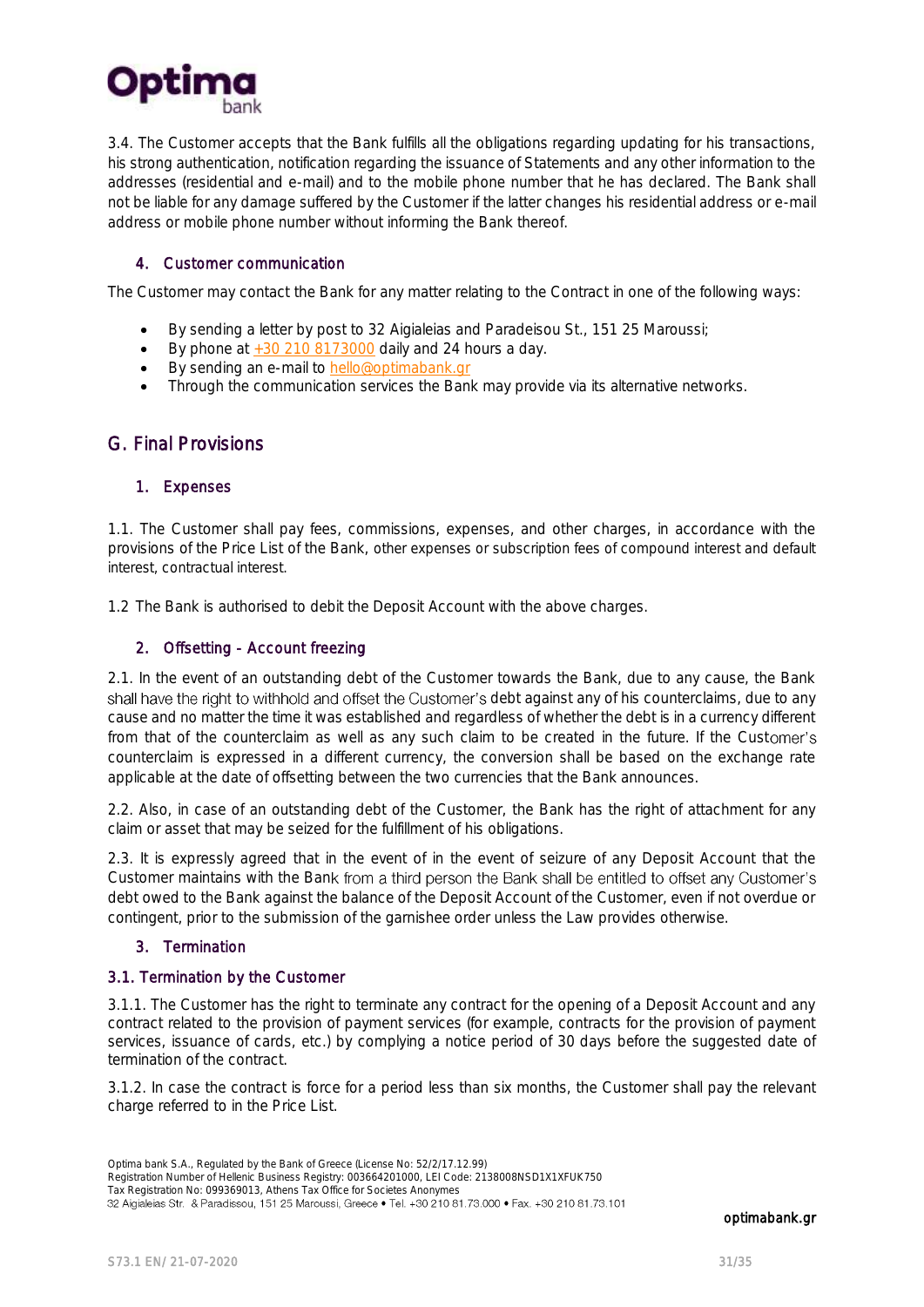3.4. The Customer accepts that the Bank fulfills all the obligations regarding updating for his transactions, his strong authentication, notification regarding the issuance of Statements and any other information to the addresses (residential and e-mail) and to the mobile phone number that he has declared. The Bank shall not be liable for any damage suffered by the Customer if the latter changes his residential address or e-mail address or mobile phone number without informing the Bank thereof.

### 4. Customer communication

The Customer may contact the Bank for any matter relating to the Contract in one of the following ways:

- By sending a letter by post to 32 Aigialeias and Paradeisou St., 151 25 Maroussi;
- By phone at +30 210 8173000 daily and 24 hours a day.
- By sending an e-mail to hello@optimabank.gr
- Through the communication services the Bank may provide via its alternative networks.

## G. Final Provisions

### 1. Expenses

1.1. The Customer shall pay fees, commissions, expenses, and other charges, in accordance with the provisions of the Price List of the Bank, other expenses or subscription fees of compound interest and default interest, contractual interest.

1.2 The Bank is authorised to debit the Deposit Account with the above charges.

### 2. Offsetting - Account freezing

2.1. In the event of an outstanding debt of the Customer towards the Bank, due to any cause, the Bank shall have the right to withhold and offset the Customer's debt against any of his counterclaims, due to any cause and no matter the time it was established and regardless of whether the debt is in a currency different from that of the counterclaim as well as any such claim to be created in the future. If the Customer's counterclaim is expressed in a different currency, the conversion shall be based on the exchange rate applicable at the date of offsetting between the two currencies that the Bank announces.

2.2. Also, in case of an outstanding debt of the Customer, the Bank has the right of attachment for any claim or asset that may be seized for the fulfillment of his obligations.

2.3. It is expressly agreed that in the event of in the event of seizure of any Deposit Account that the Customer maintains with the Bank from a third person the Bank shall be entitled to offset any Customer's debt owed to the Bank against the balance of the Deposit Account of the Customer, even if not overdue or contingent, prior to the submission of the garnishee order unless the Law provides otherwise.

### 3. Termination

#### 3.1. Termination by the Customer

3.1.1. The Customer has the right to terminate any contract for the opening of a Deposit Account and any contract related to the provision of payment services (for example, contracts for the provision of payment services, issuance of cards, etc.) by complying a notice period of 30 days before the suggested date of termination of the contract.

3.1.2. In case the contract is force for a period less than six months, the Customer shall pay the relevant charge referred to in the Price List.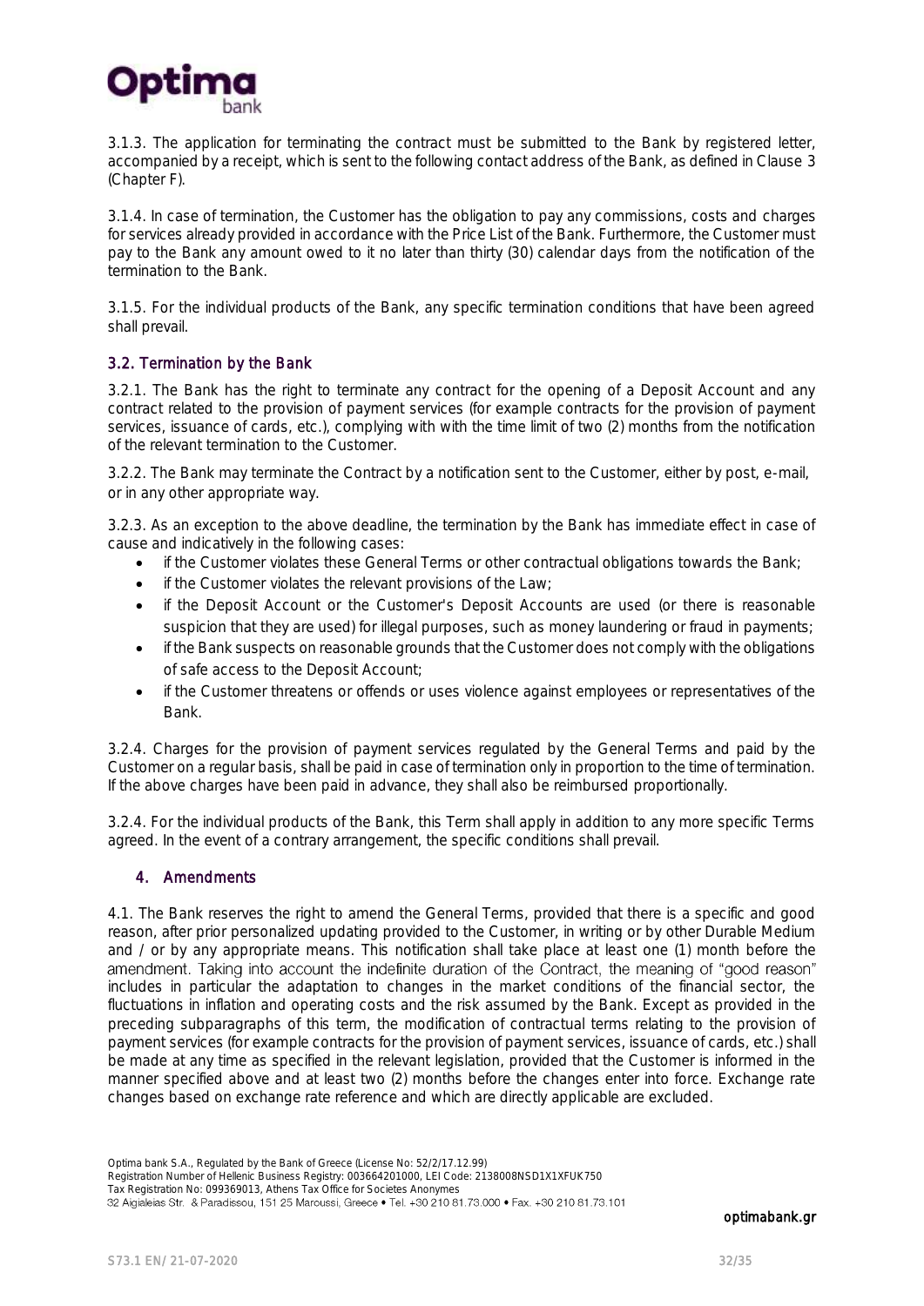3.1.3. The application for terminating the contract must be submitted to the Bank by registered letter, accompanied by a receipt, which is sent to the following contact address of the Bank, as defined in Clause 3 (Chapter F).

3.1.4. In case of termination, the Customer has the obligation to pay any commissions, costs and charges for services already provided in accordance with the Price List of the Bank. Furthermore, the Customer must pay to the Bank any amount owed to it no later than thirty (30) calendar days from the notification of the termination to the Bank.

3.1.5. For the individual products of the Bank, any specific termination conditions that have been agreed shall prevail.

### 3.2. Termination by the Bank

3.2.1. The Bank has the right to terminate any contract for the opening of a Deposit Account and any contract related to the provision of payment services (for example contracts for the provision of payment services, issuance of cards, etc.), complying with with the time limit of two (2) months from the notification of the relevant termination to the Customer.

3.2.2. The Bank may terminate the Contract by a notification sent to the Customer, either by post, e-mail, or in any other appropriate way.

3.2.3. As an exception to the above deadline, the termination by the Bank has immediate effect in case of cause and indicatively in the following cases:

- if the Customer violates these General Terms or other contractual obligations towards the Bank;
- if the Customer violates the relevant provisions of the Law;
- if the Deposit Account or the Customer's Deposit Accounts are used (or there is reasonable suspicion that they are used) for illegal purposes, such as money laundering or fraud in payments;
- if the Bank suspects on reasonable grounds that the Customer does not comply with the obligations of safe access to the Deposit Account;
- if the Customer threatens or offends or uses violence against employees or representatives of the Bank.

3.2.4. Charges for the provision of payment services regulated by the General Terms and paid by the Customer on a regular basis, shall be paid in case of termination only in proportion to the time of termination. If the above charges have been paid in advance, they shall also be reimbursed proportionally.

3.2.4. For the individual products of the Bank, this Term shall apply in addition to any more specific Terms agreed. In the event of a contrary arrangement, the specific conditions shall prevail.

## 4. Amendments

4.1. The Bank reserves the right to amend the General Terms, provided that there is a specific and good reason, after prior personalized updating provided to the Customer, in writing or by other Durable Medium and / or by any appropriate means. This notification shall take place at least one (1) month before the amendment. Taking into account the indefinite duration of the Contract, the meaning of "good reason" includes in particular the adaptation to changes in the market conditions of the financial sector, the fluctuations in inflation and operating costs and the risk assumed by the Bank. Except as provided in the preceding subparagraphs of this term, the modification of contractual terms relating to the provision of payment services (for example contracts for the provision of payment services, issuance of cards, etc.) shall be made at any time as specified in the relevant legislation, provided that the Customer is informed in the manner specified above and at least two (2) months before the changes enter into force. Exchange rate changes based on exchange rate reference and which are directly applicable are excluded.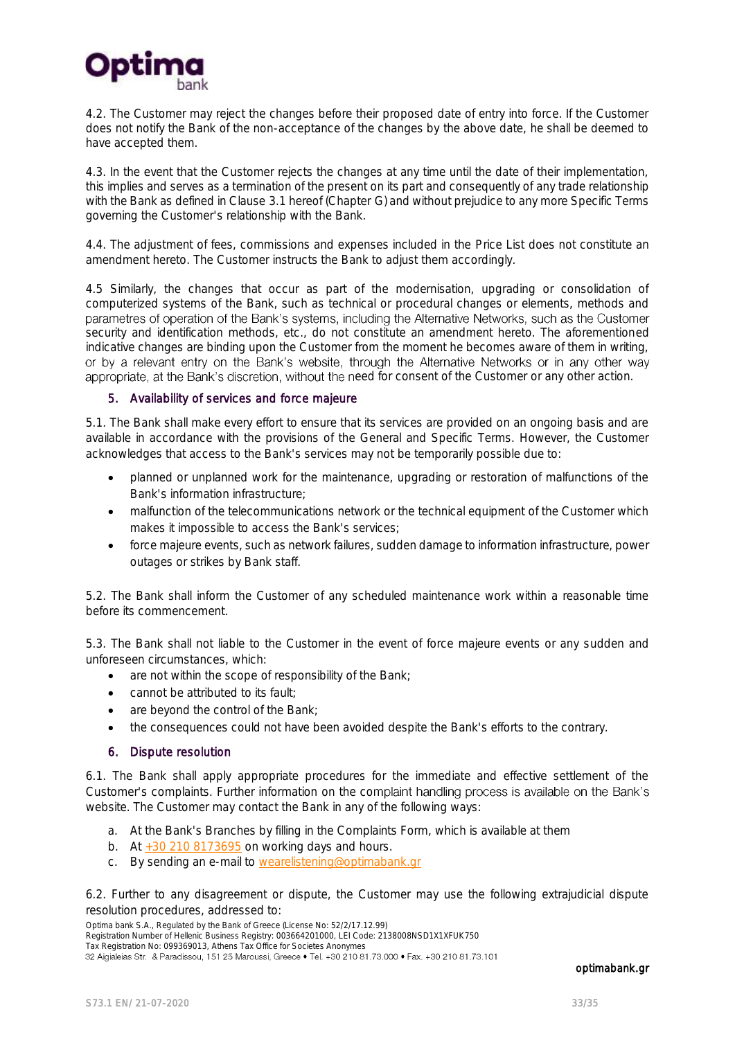4.2. The Customer may reject the changes before their proposed date of entry into force. If the Customer does not notify the Bank of the non-acceptance of the changes by the above date, he shall be deemed to have accepted them.

4.3. In the event that the Customer rejects the changes at any time until the date of their implementation, this implies and serves as a termination of the present on its part and consequently of any trade relationship with the Bank as defined in Clause 3.1 hereof (Chapter G) and without prejudice to any more Specific Terms governing the Customer's relationship with the Bank.

4.4. The adjustment of fees, commissions and expenses included in the Price List does not constitute an amendment hereto. The Customer instructs the Bank to adjust them accordingly.

4.5 Similarly, the changes that occur as part of the modernisation, upgrading or consolidation of computerized systems of the Bank, such as technical or procedural changes or elements, methods and parametres of operation of the Bank's systems, including the Alternative Networks, such as the Customer security and identification methods, etc., do not constitute an amendment hereto. The aforementioned indicative changes are binding upon the Customer from the moment he becomes aware of them in writing, or by a relevant entry on the Bank's website, through the Alternative Networks or in any other way appropriate, at the Bank's discretion, without the need for consent of the Customer or any other action.

## 5. Availability of services and force majeure

5.1. The Bank shall make every effort to ensure that its services are provided on an ongoing basis and are available in accordance with the provisions of the General and Specific Terms. However, the Customer acknowledges that access to the Bank's services may not be temporarily possible due to:

- planned or unplanned work for the maintenance, upgrading or restoration of malfunctions of the Bank's information infrastructure;
- malfunction of the telecommunications network or the technical equipment of the Customer which makes it impossible to access the Bank's services;
- force majeure events, such as network failures, sudden damage to information infrastructure, power outages or strikes by Bank staff.

5.2. The Bank shall inform the Customer of any scheduled maintenance work within a reasonable time before its commencement.

5.3. The Bank shall not liable to the Customer in the event of force majeure events or any sudden and unforeseen circumstances, which:

- are not within the scope of responsibility of the Bank;
- cannot be attributed to its fault;
- are beyond the control of the Bank;
- the consequences could not have been avoided despite the Bank's efforts to the contrary.

## 6. Dispute resolution

6.1. The Bank shall apply appropriate procedures for the immediate and effective settlement of the Customer's complaints. Further information on the complaint handling process is available on the Bank's website. The Customer may contact the Bank in any of the following ways:

a. At the Bank's Branches by filling in the Complaints Form, which is available at them
b. At +30 210 8173695 on working days and hours.
c. By sending an e-mail to wearelistening@optimabank.gr

6.2. Further to any disagreement or dispute, the Customer may use the following extrajudicial dispute resolution procedures, addressed to: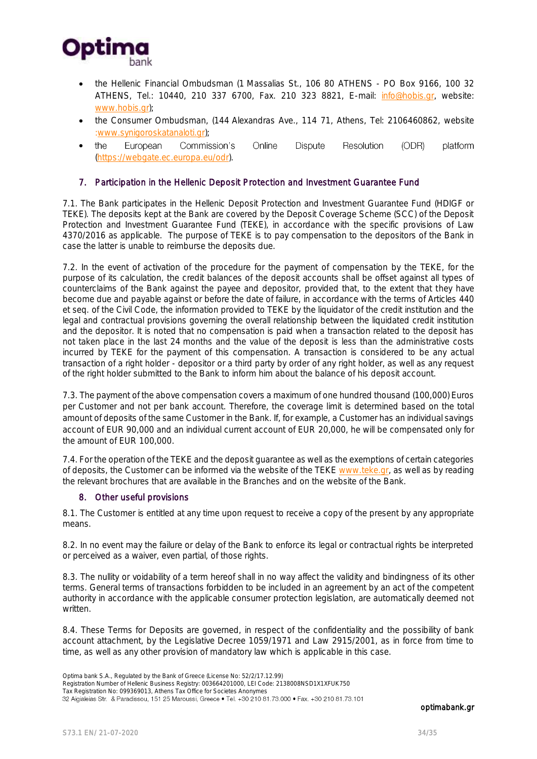- the Hellenic Financial Ombudsman (1 Massalias St., 106 80 ATHENS - PO Box 9166, 100 32 ATHENS, Tel.: 10440, 210 337 6700, Fax. 210 323 8821, E-mail: info@hobis.gr, website: www.hobis.gr);
- the Consumer Ombudsman, (144 Alexandras Ave., 114 71, Athens, Tel: 2106460862, website :www.synigoroskatanaloti.gr);
- the European Commission's Online Dispute Resolution (ODR) platform (https://webgate.ec.europa.eu/odr).

## 7. Participation in the Hellenic Deposit Protection and Investment Guarantee Fund

7.1. The Bank participates in the Hellenic Deposit Protection and Investment Guarantee Fund (HDIGF or TEKE). The deposits kept at the Bank are covered by the Deposit Coverage Scheme (SCC) of the Deposit Protection and Investment Guarantee Fund (TEKE), in accordance with the specific provisions of Law 4370/2016 as applicable. The purpose of TEKE is to pay compensation to the depositors of the Bank in case the latter is unable to reimburse the deposits due.

7.2. In the event of activation of the procedure for the payment of compensation by the TEKE, for the purpose of its calculation, the credit balances of the deposit accounts shall be offset against all types of counterclaims of the Bank against the payee and depositor, provided that, to the extent that they have become due and payable against or before the date of failure, in accordance with the terms of Articles 440 et seq. of the Civil Code, the information provided to TEKE by the liquidator of the credit institution and the legal and contractual provisions governing the overall relationship between the liquidated credit institution and the depositor. It is noted that no compensation is paid when a transaction related to the deposit has not taken place in the last 24 months and the value of the deposit is less than the administrative costs incurred by TEKE for the payment of this compensation. A transaction is considered to be any actual transaction of a right holder - depositor or a third party by order of any right holder, as well as any request of the right holder submitted to the Bank to inform him about the balance of his deposit account.

7.3. The payment of the above compensation covers a maximum of one hundred thousand (100,000) Euros per Customer and not per bank account. Therefore, the coverage limit is determined based on the total amount of deposits of the same Customer in the Bank. If, for example, a Customer has an individual savings account of EUR 90,000 and an individual current account of EUR 20,000, he will be compensated only for the amount of EUR 100,000.

7.4. For the operation of the TEKE and the deposit guarantee as well as the exemptions of certain categories of deposits, the Customer can be informed via the website of the TEKE www.teke.gr, as well as by reading the relevant brochures that are available in the Branches and on the website of the Bank.

## 8. Other useful provisions

8.1. The Customer is entitled at any time upon request to receive a copy of the present by any appropriate means.

8.2. In no event may the failure or delay of the Bank to enforce its legal or contractual rights be interpreted or perceived as a waiver, even partial, of those rights.

8.3. The nullity or voidability of a term hereof shall in no way affect the validity and bindingness of its other terms. General terms of transactions forbidden to be included in an agreement by an act of the competent authority in accordance with the applicable consumer protection legislation, are automatically deemed not written.

8.4. These Terms for Deposits are governed, in respect of the confidentiality and the possibility of bank account attachment, by the Legislative Decree 1059/1971 and Law 2915/2001, as in force from time to time, as well as any other provision of mandatory law which is applicable in this case.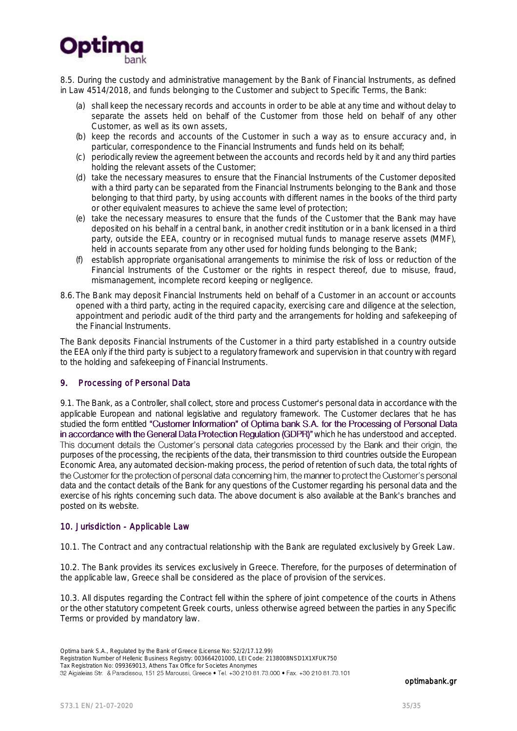8.5. During the custody and administrative management by the Bank of Financial Instruments, as defined in Law 4514/2018, and funds belonging to the Customer and subject to Specific Terms, the Bank:

(a) shall keep the necessary records and accounts in order to be able at any time and without delay to separate the assets held on behalf of the Customer from those held on behalf of any other Customer, as well as its own assets,
(b) keep the records and accounts of the Customer in such a way as to ensure accuracy and, in particular, correspondence to the Financial Instruments and funds held on its behalf;
(c) periodically review the agreement between the accounts and records held by it and any third parties holding the relevant assets of the Customer;
(d) take the necessary measures to ensure that the Financial Instruments of the Customer deposited with a third party can be separated from the Financial Instruments belonging to the Bank and those belonging to that third party, by using accounts with different names in the books of the third party or other equivalent measures to achieve the same level of protection;
(e) take the necessary measures to ensure that the funds of the Customer that the Bank may have deposited on his behalf in a central bank, in another credit institution or in a bank licensed in a third party, outside the EEA, country or in recognised mutual funds to manage reserve assets (MMF), held in accounts separate from any other used for holding funds belonging to the Bank;
(f) establish appropriate organisational arrangements to minimise the risk of loss or reduction of the Financial Instruments of the Customer or the rights in respect thereof, due to misuse, fraud, mismanagement, incomplete record keeping or negligence.

8.6. The Bank may deposit Financial Instruments held on behalf of a Customer in an account or accounts opened with a third party, acting in the required capacity, exercising care and diligence at the selection, appointment and periodic audit of the third party and the arrangements for holding and safekeeping of the Financial Instruments.

The Bank deposits Financial Instruments of the Customer in a third party established in a country outside the EEA only if the third party is subject to a regulatory framework and supervision in that country with regard to the holding and safekeeping of Financial Instruments.

## 9. Processing of Personal Data

9.1. The Bank, as a Controller, shall collect, store and process Customer's personal data in accordance with the applicable European and national legislative and regulatory framework. The Customer declares that he has studied the form entitled "Customer Information" of Optima bank S.A. for the Processing of Personal Data in accordance with the General Data Protection Regulation (GDPR)" which he has understood and accepted. This document details the Customer's personal data categories processed by the Bank and their origin, the purposes of the processing, the recipients of the data, their transmission to third countries outside the European Economic Area, any automated decision-making process, the period of retention of such data, the total rights of the Customer for the protection of personal data concerning him, the manner to protect the Customer's personal data and the contact details of the Bank for any questions of the Customer regarding his personal data and the exercise of his rights concerning such data. The above document is also available at the Bank's branches and posted on its website.

## 10. Jurisdiction - Applicable Law

10.1. The Contract and any contractual relationship with the Bank are regulated exclusively by Greek Law.

10.2. The Bank provides its services exclusively in Greece. Therefore, for the purposes of determination of the applicable law, Greece shall be considered as the place of provision of the services.

10.3. All disputes regarding the Contract fell within the sphere of joint competence of the courts in Athens or the other statutory competent Greek courts, unless otherwise agreed between the parties in any Specific Terms or provided by mandatory law.

Optima bank S.A., Regulated by the Bank of Greece (License No: 52/2/17.12.99)
Registration Number of Hellenic Business Registry: 003664201000, LEI Code: 2138008NSD1X1XFUK750
Tax Registration No: 099369013, Athens Tax Office for Societes Anonymes
32 Aigialeias Str. & Paradissou, 151 25 Maroussi, Greece • Tel. +30 210 81.73.000 • Fax. +30 210 81.73.101

optimabank.gr